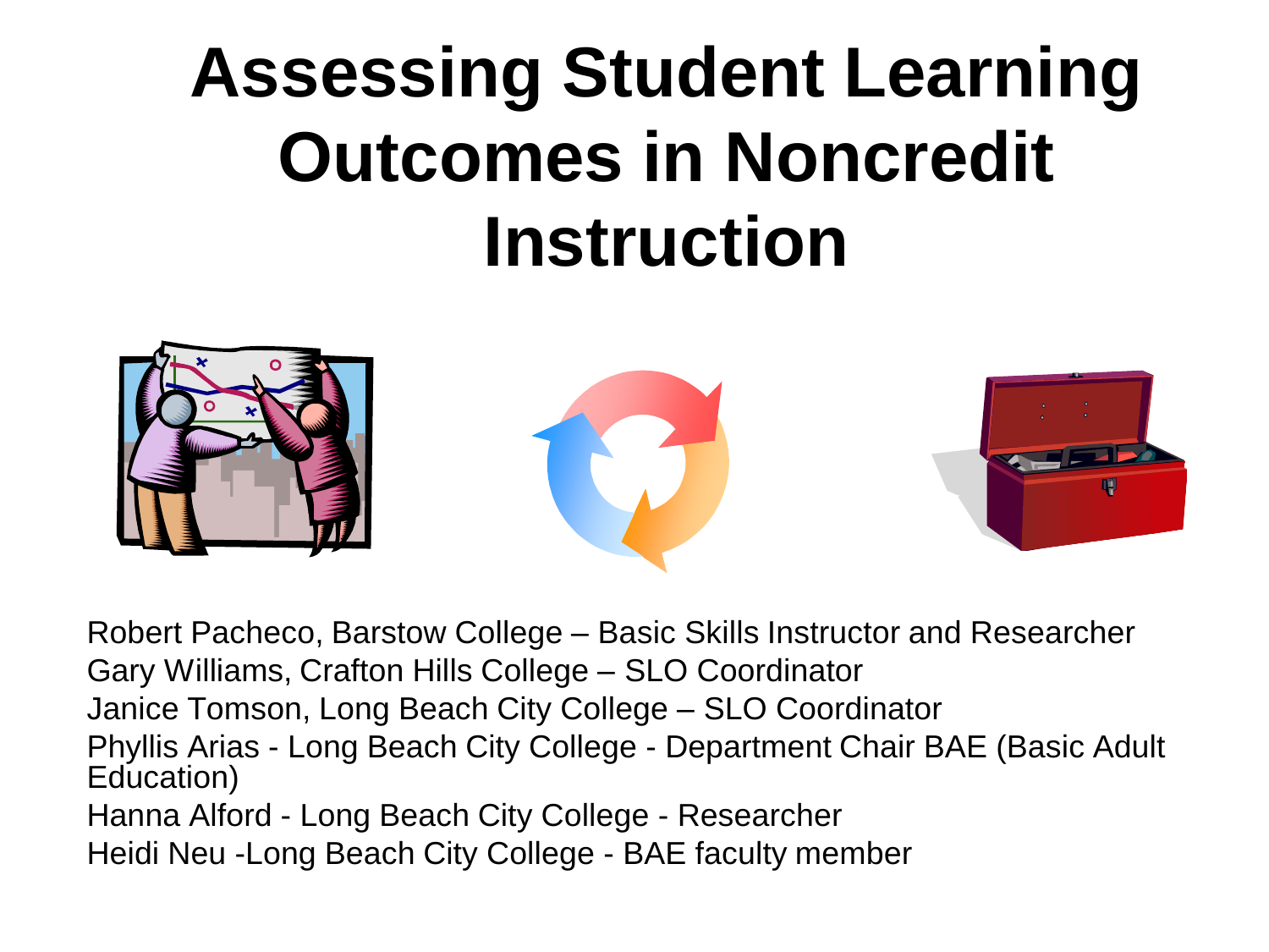# Assessing Student Learning Outcomes in Noncredit Instruction

Robert Pacheco, Barstow College – Basic Skills Instructor and Researcher
Gary Williams, Crafton Hills College – SLO Coordinator
Janice Tomson, Long Beach City College – SLO Coordinator
Phyllis Arias - Long Beach City College - Department Chair BAE (Basic Adult Education)
Hanna Alford - Long Beach City College - Researcher
Heidi Neu -Long Beach City College - BAE faculty member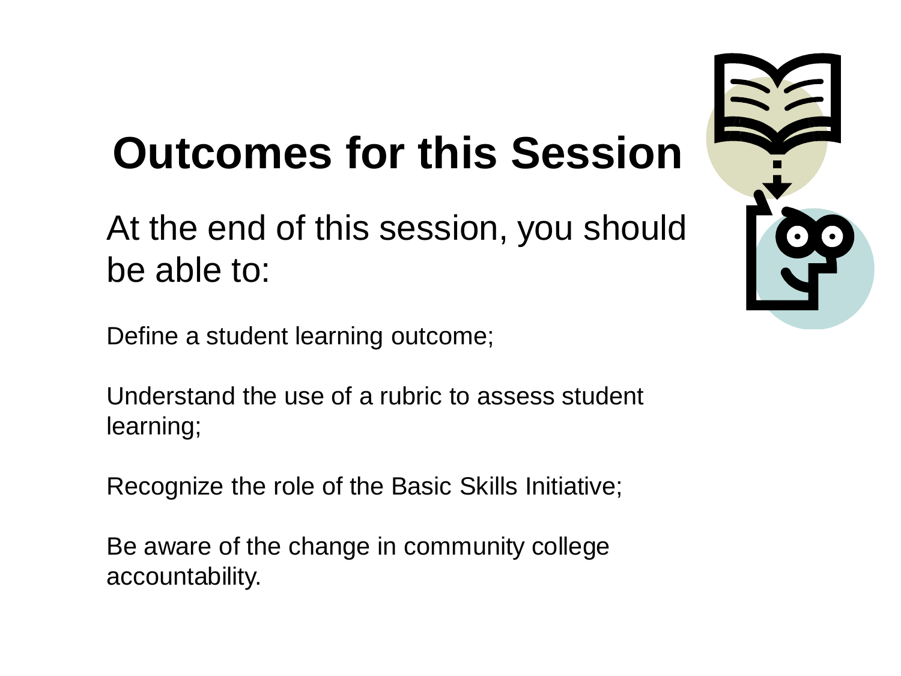# Outcomes for this Session

At the end of this session, you should be able to:

Define a student learning outcome;

Understand the use of a rubric to assess student learning;

Recognize the role of the Basic Skills Initiative;

Be aware of the change in community college accountability.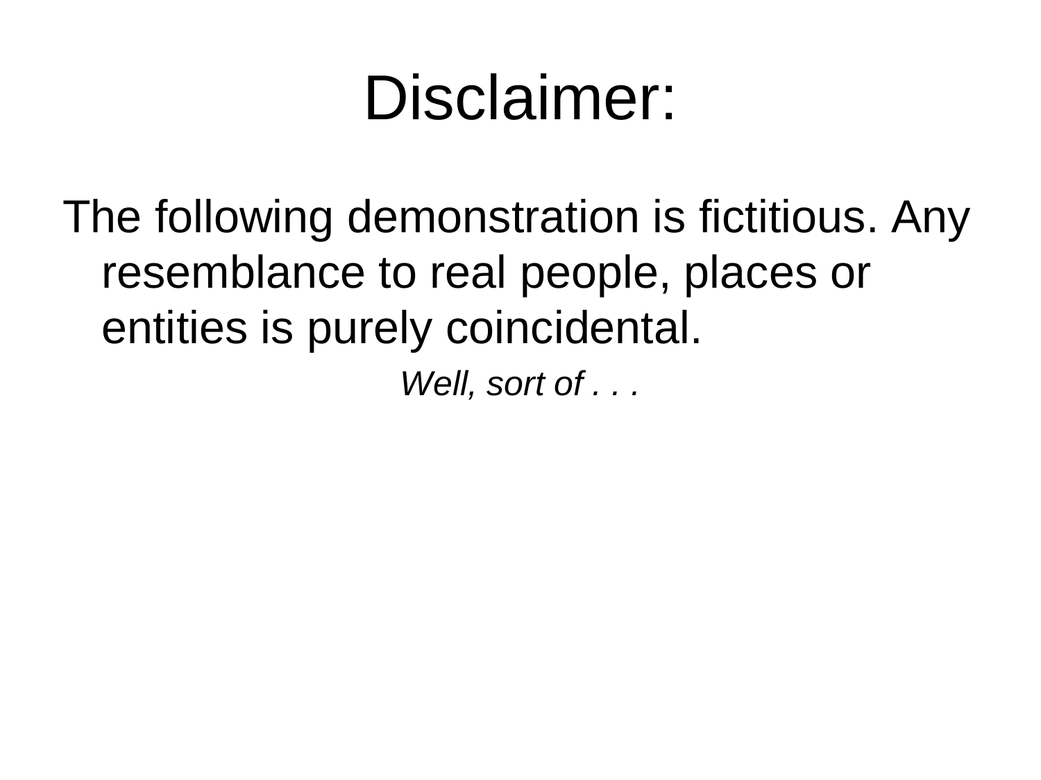# Disclaimer:

The following demonstration is fictitious. Any resemblance to real people, places or entities is purely coincidental.

*Well, sort of . . .*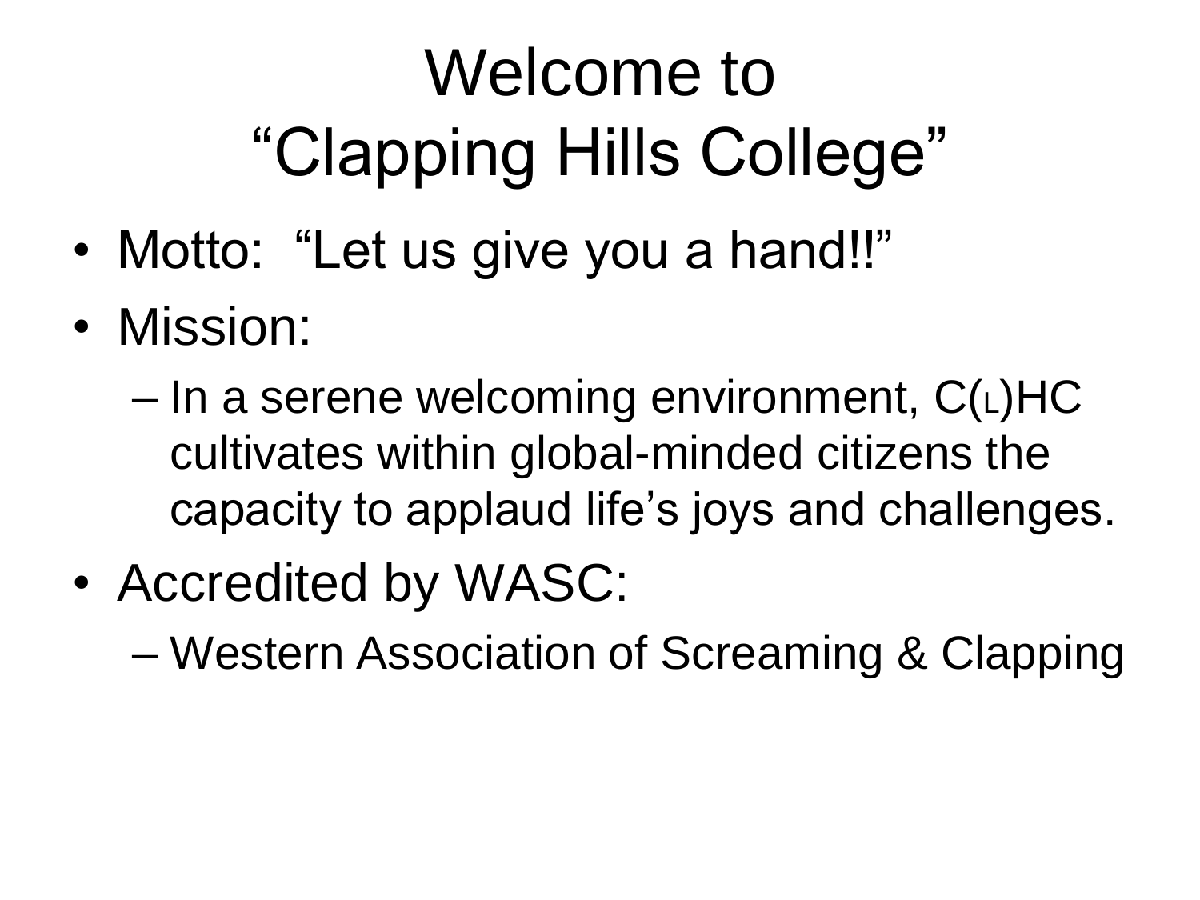# Welcome to "Clapping Hills College"

- Motto: "Let us give you a hand!!"
- Mission:
  - In a serene welcoming environment, C(L)HC cultivates within global-minded citizens the capacity to applaud life's joys and challenges.
- Accredited by WASC:
  - Western Association of Screaming & Clapping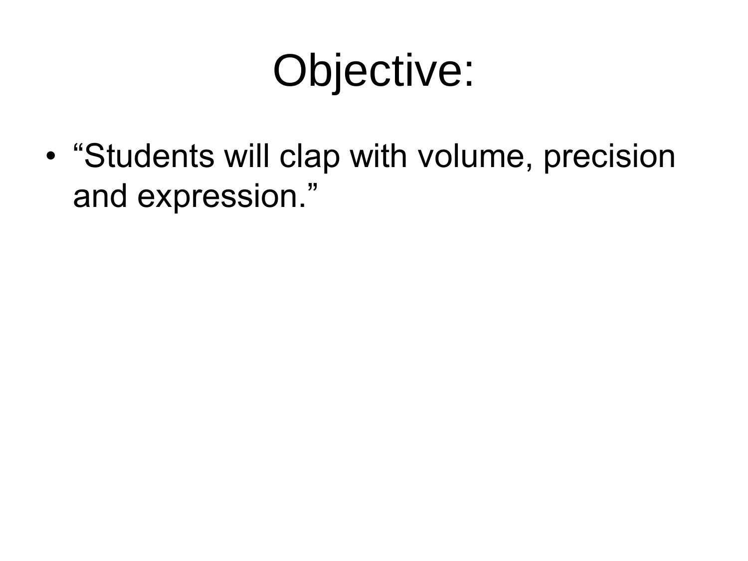# Objective:

- “Students will clap with volume, precision and expression.”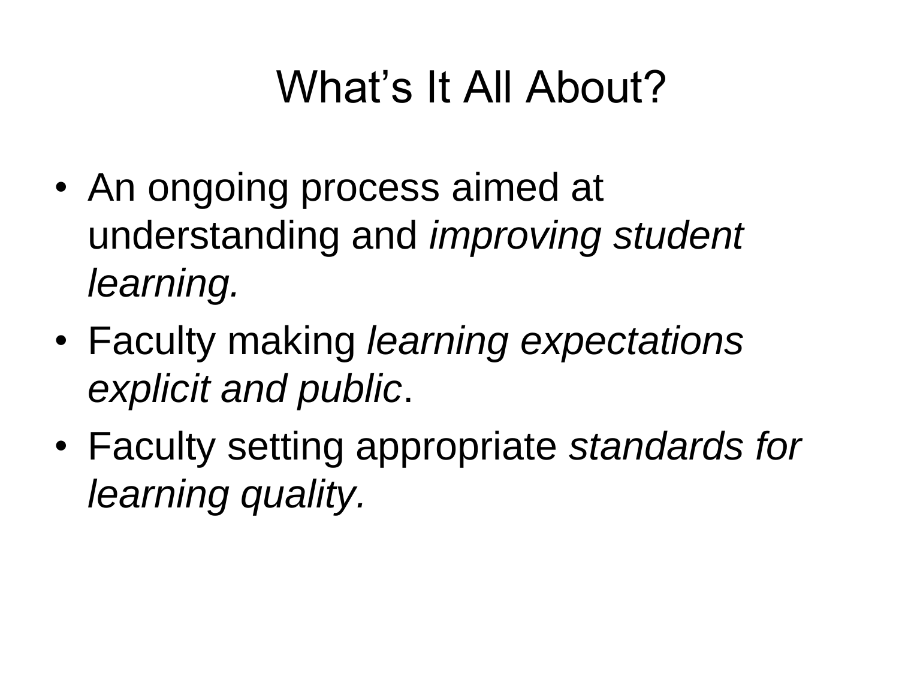# What's It All About?

- An ongoing process aimed at understanding and *improving student learning.*
- Faculty making *learning expectations explicit and public*.
- Faculty setting appropriate *standards for learning quality.*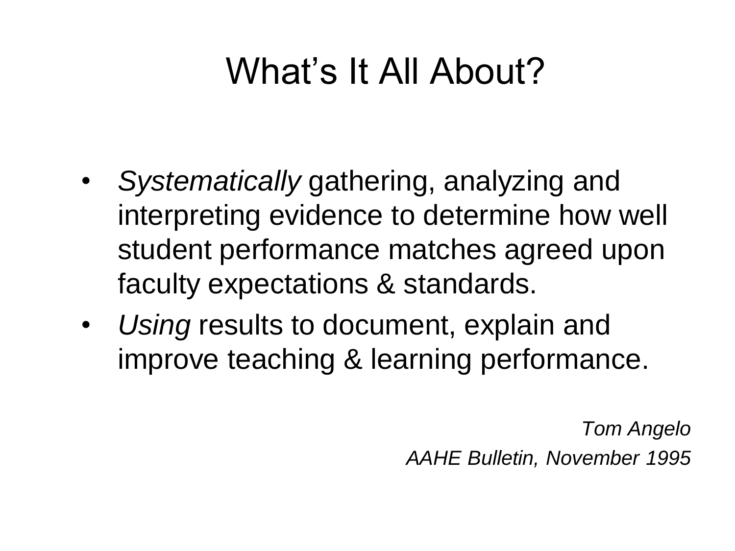# What's It All About?

- *Systematically* gathering, analyzing and interpreting evidence to determine how well student performance matches agreed upon faculty expectations & standards.
- *Using* results to document, explain and improve teaching & learning performance.

*Tom Angelo*

*AAHE Bulletin, November 1995*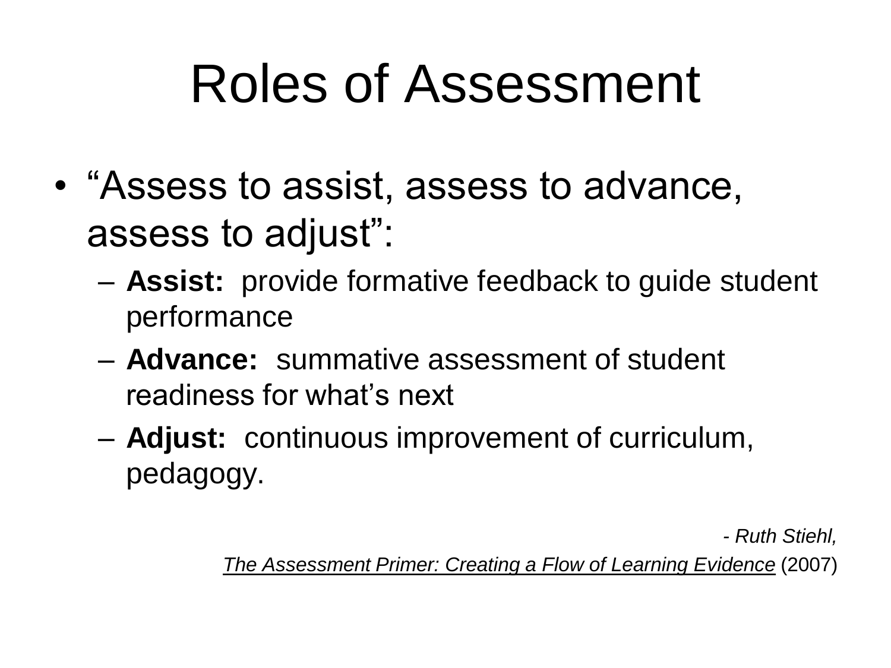# Roles of Assessment

- "Assess to assist, assess to advance, assess to adjust":
  - **Assist:** provide formative feedback to guide student performance
  - **Advance:** summative assessment of student readiness for what's next
  - **Adjust:** continuous improvement of curriculum, pedagogy.

*- Ruth Stiehl,*

*The Assessment Primer: Creating a Flow of Learning Evidence* (2007)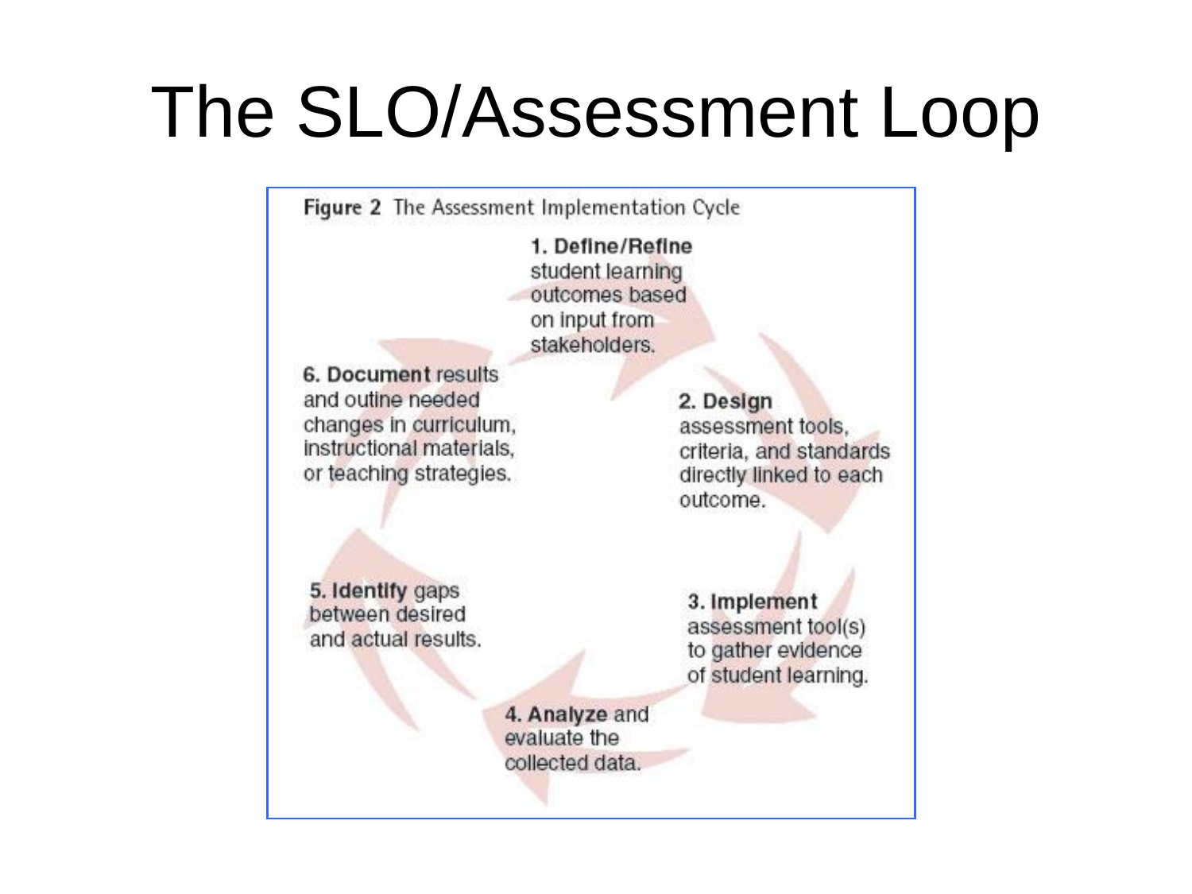# The SLO/Assessment Loop

**Figure 2** The Assessment Implementation Cycle

**1. Define/Refine** student learning outcomes based on input from stakeholders.

**2. Design** assessment tools, criteria, and standards directly linked to each outcome.

**3. Implement** assessment tool(s) to gather evidence of student learning.

**4. Analyze** and evaluate the collected data.

**5. Identify** gaps between desired and actual results.

**6. Document** results and outine needed changes in curriculum, instructional materials, or teaching strategies.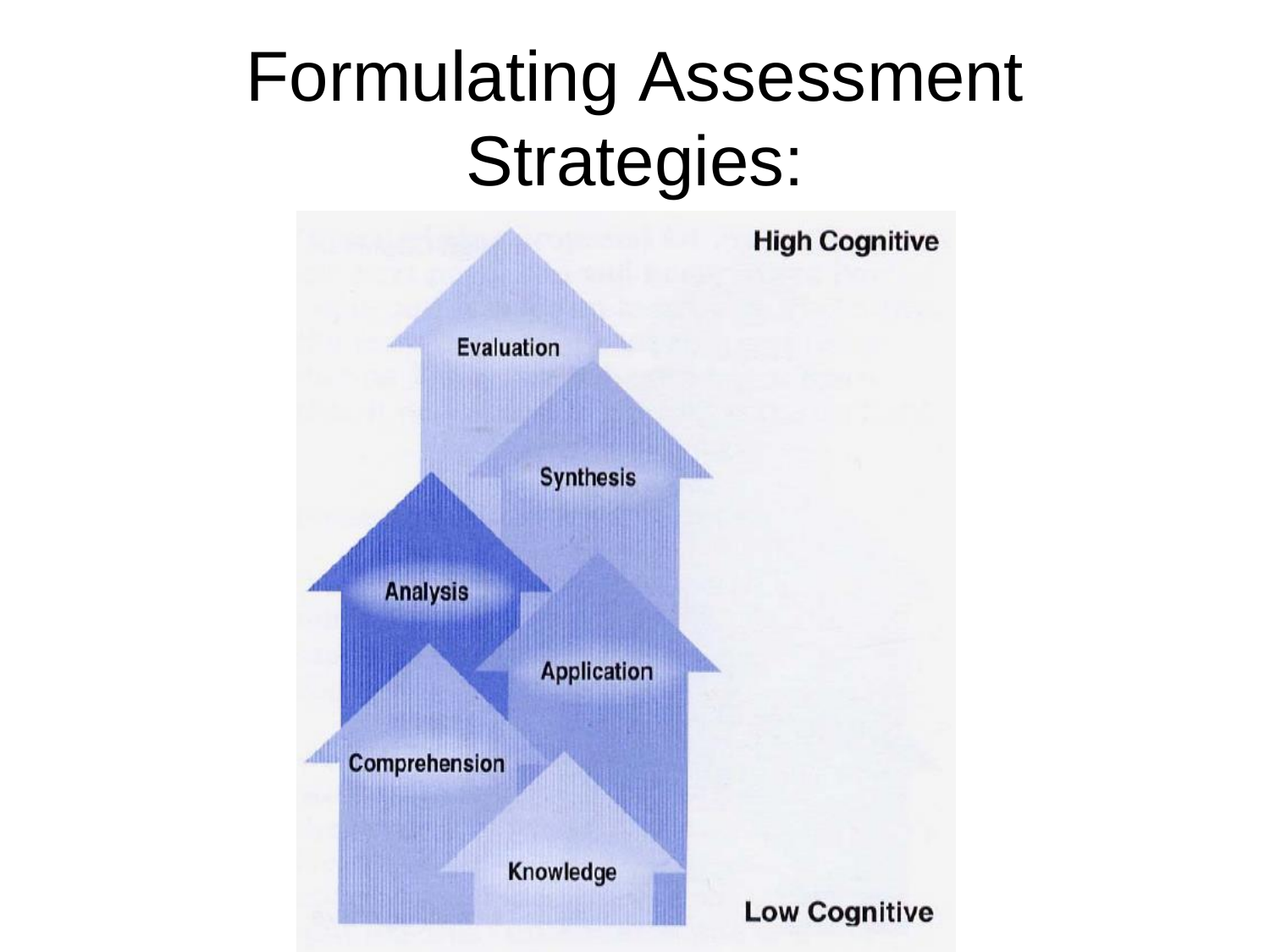# Formulating Assessment Strategies:

High Cognitive

Evaluation

Synthesis

Analysis

Application

Comprehension

Knowledge

Low Cognitive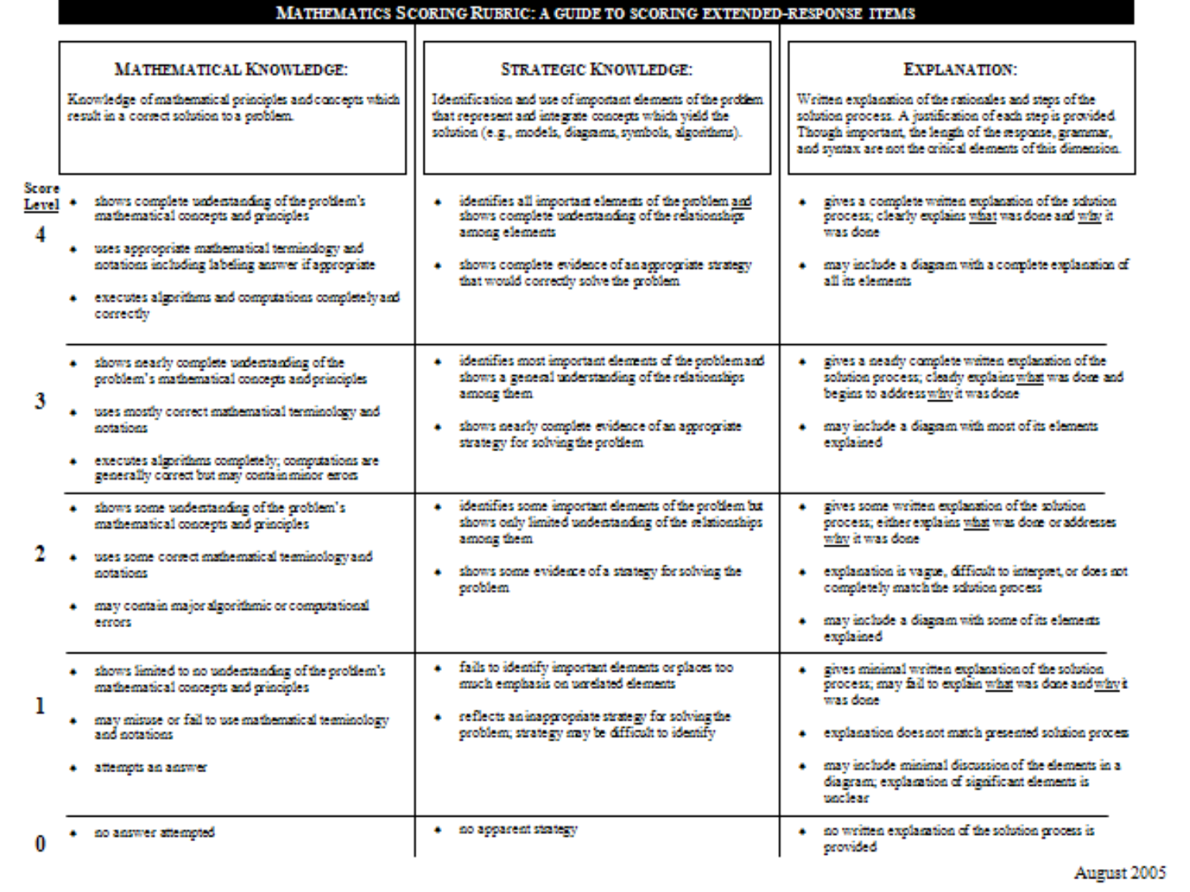## Mathematics Scoring Rubric: A Guide to Scoring Extended-Response Items

| Score Level | **Mathematical Knowledge:** Knowledge of mathematical principles and concepts which result in a correct solution to a problem. | **Strategic Knowledge:** Identification and use of important elements of the problem that represent and integrate concepts which yield the solution (e.g., models, diagrams, symbols, algorithms). | **Explanation:** Written explanation of the rationales and steps of the solution process. A justification of each step is provided. Though important, the length of the response, grammar, and syntax are not the critical elements of this dimension. |
|---|---|---|---|
| **4** | • shows complete understanding of the problem's mathematical concepts and principles<br>• uses appropriate mathematical terminology and notations including labeling answer if appropriate<br>• executes algorithms and computations completely and correctly | • identifies all important elements of the problem and shows complete understanding of the relationships among elements<br>• shows complete evidence of an appropriate strategy that would correctly solve the problem | • gives a complete written explanation of the solution process; clearly explains what was done and why it was done<br>• may include a diagram with a complete explanation of all its elements |
| **3** | • shows nearly complete understanding of the problem's mathematical concepts and principles<br>• uses mostly correct mathematical terminology and notations<br>• executes algorithms completely; computations are generally correct but may contain minor errors | • identifies most important elements of the problem and shows a general understanding of the relationships among them<br>• shows nearly complete evidence of an appropriate strategy for solving the problem | • gives a nearly complete written explanation of the solution process; clearly explains what was done and begins to address why it was done<br>• may include a diagram with most of its elements explained |
| **2** | • shows some understanding of the problem's mathematical concepts and principles<br>• uses some correct mathematical terminology and notations<br>• may contain major algorithmic or computational errors | • identifies some important elements of the problem but shows only limited understanding of the relationships among them<br>• shows some evidence of a strategy for solving the problem | • gives some written explanation of the solution process; either explains what was done or addresses why it was done<br>• explanation is vague, difficult to interpret, or does not completely match the solution process<br>• may include a diagram with some of its elements explained |
| **1** | • shows limited to no understanding of the problem's mathematical concepts and principles<br>• may misuse or fail to use mathematical terminology and notations<br>• attempts an answer | • fails to identify important elements or places too much emphasis on unrelated elements<br>• reflects an inappropriate strategy for solving the problem; strategy may be difficult to identify | • gives minimal written explanation of the solution process; may fail to explain what was done and why it was done<br>• explanation does not match presented solution process<br>• may include minimal discussion of the elements in a diagram; explanation of significant elements is unclear |
| **0** | • no answer attempted | • no apparent strategy | • no written explanation of the solution process is provided |

August 2005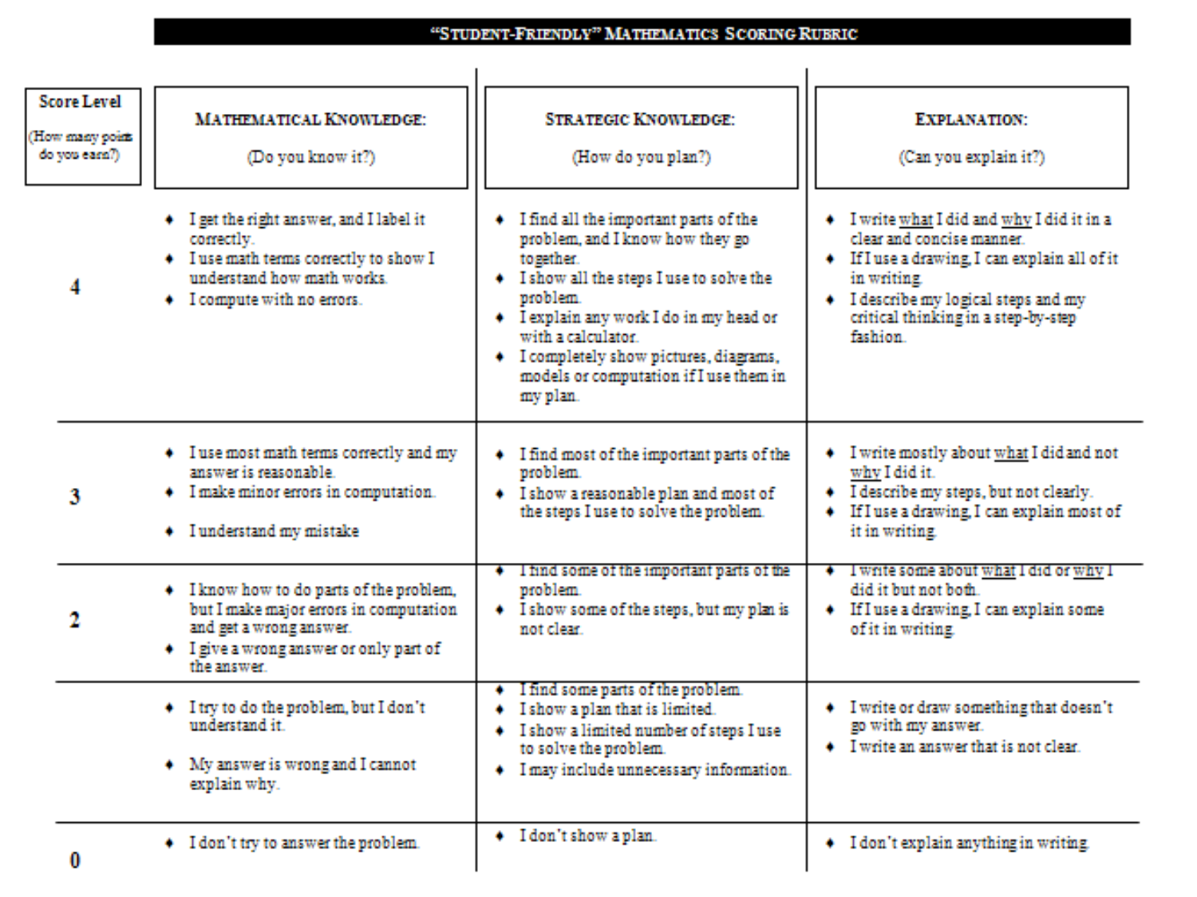# "STUDENT-FRIENDLY" MATHEMATICS SCORING RUBRIC

| Score Level (How many points do you earn?) | MATHEMATICAL KNOWLEDGE: (Do you know it?) | STRATEGIC KNOWLEDGE: (How do you plan?) | EXPLANATION: (Can you explain it?) |
| --- | --- | --- | --- |
| 4 | ♦ I get the right answer, and I label it correctly.<br>♦ I use math terms correctly to show I understand how math works.<br>♦ I compute with no errors. | ♦ I find all the important parts of the problem, and I know how they go together.<br>♦ I show all the steps I use to solve the problem.<br>♦ I explain any work I do in my head or with a calculator.<br>♦ I completely show pictures, diagrams, models or computation if I use them in my plan. | ♦ I write <u>what</u> I did and <u>why</u> I did it in a clear and concise manner.<br>♦ If I use a drawing, I can explain all of it in writing.<br>♦ I describe my logical steps and my critical thinking in a step-by-step fashion. |
| 3 | ♦ I use most math terms correctly and my answer is reasonable.<br>♦ I make minor errors in computation.<br>♦ I understand my mistake | ♦ I find most of the important parts of the problem.<br>♦ I show a reasonable plan and most of the steps I use to solve the problem. | ♦ I write mostly about <u>what</u> I did and not <u>why</u> I did it.<br>♦ I describe my steps, but not clearly.<br>♦ If I use a drawing, I can explain most of it in writing. |
| 2 | ♦ I know how to do parts of the problem, but I make major errors in computation and get a wrong answer.<br>♦ I give a wrong answer or only part of the answer. | ♦ I find some of the important parts of the problem.<br>♦ I show some of the steps, but my plan is not clear. | ♦ I write some about <u>what</u> I did or <u>why</u> I did it but not both.<br>♦ If I use a drawing, I can explain some of it in writing. |
| 1 | ♦ I try to do the problem, but I don't understand it.<br>♦ My answer is wrong and I cannot explain why. | ♦ I find some parts of the problem.<br>♦ I show a plan that is limited.<br>♦ I show a limited number of steps I use to solve the problem.<br>♦ I may include unnecessary information. | ♦ I write or draw something that doesn't go with my answer.<br>♦ I write an answer that is not clear. |
| 0 | ♦ I don't try to answer the problem. | ♦ I don't show a plan. | ♦ I don't explain anything in writing. |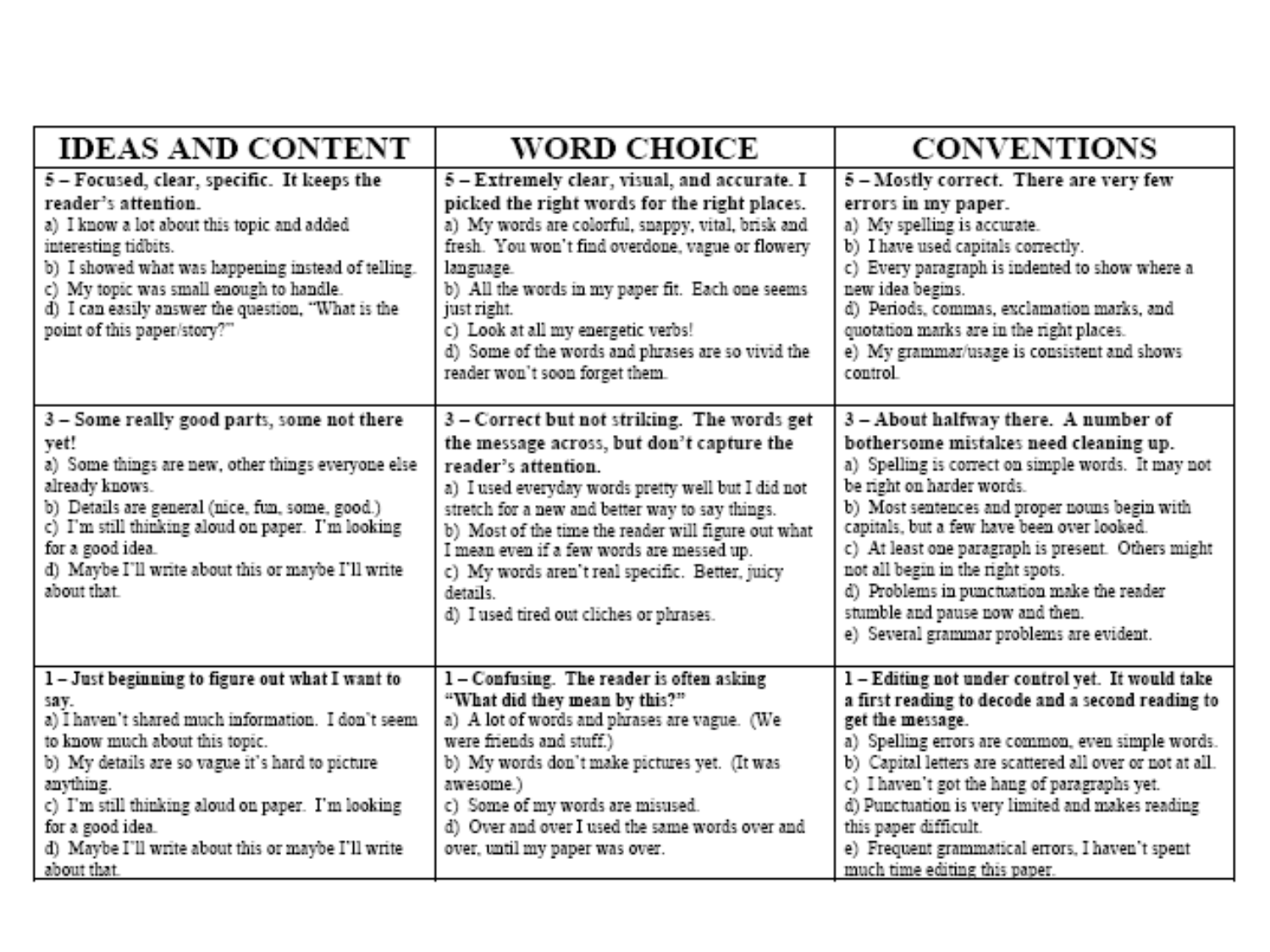| IDEAS AND CONTENT | WORD CHOICE | CONVENTIONS |
|---|---|---|
| **5 – Focused, clear, specific. It keeps the reader's attention.**<br>a) I know a lot about this topic and added interesting tidbits.<br>b) I showed what was happening instead of telling.<br>c) My topic was small enough to handle.<br>d) I can easily answer the question, "What is the point of this paper/story?" | **5 – Extremely clear, visual, and accurate. I picked the right words for the right places.**<br>a) My words are colorful, snappy, vital, brisk and fresh. You won't find overdone, vague or flowery language.<br>b) All the words in my paper fit. Each one seems just right.<br>c) Look at all my energetic verbs!<br>d) Some of the words and phrases are so vivid the reader won't soon forget them. | **5 – Mostly correct. There are very few errors in my paper.**<br>a) My spelling is accurate.<br>b) I have used capitals correctly.<br>c) Every paragraph is indented to show where a new idea begins.<br>d) Periods, commas, exclamation marks, and quotation marks are in the right places.<br>e) My grammar/usage is consistent and shows control. |
| **3 – Some really good parts, some not there yet!**<br>a) Some things are new, other things everyone else already knows.<br>b) Details are general (nice, fun, some, good.)<br>c) I'm still thinking aloud on paper. I'm looking for a good idea.<br>d) Maybe I'll write about this or maybe I'll write about that. | **3 – Correct but not striking. The words get the message across, but don't capture the reader's attention.**<br>a) I used everyday words pretty well but I did not stretch for a new and better way to say things.<br>b) Most of the time the reader will figure out what I mean even if a few words are messed up.<br>c) My words aren't real specific. Better, juicy details.<br>d) I used tired out cliches or phrases. | **3 – About halfway there. A number of bothersome mistakes need cleaning up.**<br>a) Spelling is correct on simple words. It may not be right on harder words.<br>b) Most sentences and proper nouns begin with capitals, but a few have been over looked.<br>c) At least one paragraph is present. Others might not all begin in the right spots.<br>d) Problems in punctuation make the reader stumble and pause now and then.<br>e) Several grammar problems are evident. |
| **1 – Just beginning to figure out what I want to say.**<br>a) I haven't shared much information. I don't seem to know much about this topic.<br>b) My details are so vague it's hard to picture anything.<br>c) I'm still thinking aloud on paper. I'm looking for a good idea.<br>d) Maybe I'll write about this or maybe I'll write about that. | **1 – Confusing. The reader is often asking "What did they mean by this?"**<br>a) A lot of words and phrases are vague. (We were friends and stuff.)<br>b) My words don't make pictures yet. (It was awesome.)<br>c) Some of my words are misused.<br>d) Over and over I used the same words over and over, until my paper was over. | **1 – Editing not under control yet. It would take a first reading to decode and a second reading to get the message.**<br>a) Spelling errors are common, even simple words.<br>b) Capital letters are scattered all over or not at all.<br>c) I haven't got the hang of paragraphs yet.<br>d) Punctuation is very limited and makes reading this paper difficult.<br>e) Frequent grammatical errors, I haven't spent much time editing this paper. |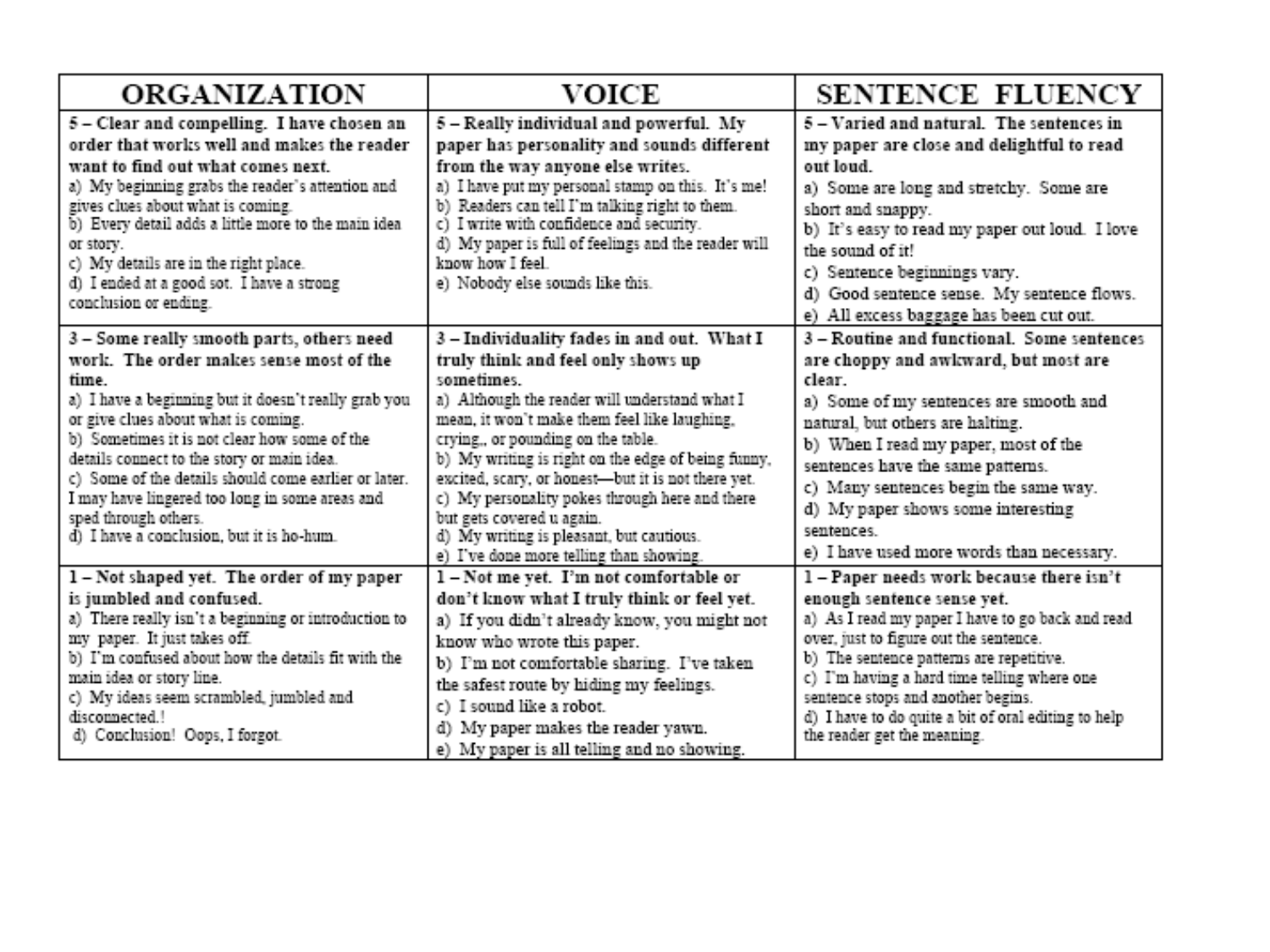| ORGANIZATION | VOICE | SENTENCE FLUENCY |
|---|---|---|
| **5 – Clear and compelling. I have chosen an order that works well and makes the reader want to find out what comes next.**<br>a) My beginning grabs the reader's attention and gives clues about what is coming.<br>b) Every detail adds a little more to the main idea or story.<br>c) My details are in the right place.<br>d) I ended at a good sot. I have a strong conclusion or ending. | **5 – Really individual and powerful. My paper has personality and sounds different from the way anyone else writes.**<br>a) I have put my personal stamp on this. It's me!<br>b) Readers can tell I'm talking right to them.<br>c) I write with confidence and security.<br>d) My paper is full of feelings and the reader will know how I feel.<br>e) Nobody else sounds like this. | **5 – Varied and natural. The sentences in my paper are close and delightful to read out loud.**<br>a) Some are long and stretchy. Some are short and snappy.<br>b) It's easy to read my paper out loud. I love the sound of it!<br>c) Sentence beginnings vary.<br>d) Good sentence sense. My sentence flows.<br>e) All excess baggage has been cut out. |
| **3 – Some really smooth parts, others need work. The order makes sense most of the time.**<br>a) I have a beginning but it doesn't really grab you or give clues about what is coming.<br>b) Sometimes it is not clear how some of the details connect to the story or main idea.<br>c) Some of the details should come earlier or later. I may have lingered too long in some areas and sped through others.<br>d) I have a conclusion, but it is ho-hum. | **3 – Individuality fades in and out. What I truly think and feel only shows up sometimes.**<br>a) Although the reader will understand what I mean, it won't make them feel like laughing, crying., or pounding on the table.<br>b) My writing is right on the edge of being funny, excited, scary, or honest—but it is not there yet.<br>c) My personality pokes through here and there but gets covered u again.<br>d) My writing is pleasant, but cautious.<br>e) I've done more telling than showing. | **3 – Routine and functional. Some sentences are choppy and awkward, but most are clear.**<br>a) Some of my sentences are smooth and natural, but others are halting.<br>b) When I read my paper, most of the sentences have the same patterns.<br>c) Many sentences begin the same way.<br>d) My paper shows some interesting sentences.<br>e) I have used more words than necessary. |
| **1 – Not shaped yet. The order of my paper is jumbled and confused.**<br>a) There really isn't a beginning or introduction to my paper. It just takes off.<br>b) I'm confused about how the details fit with the main idea or story line.<br>c) My ideas seem scrambled, jumbled and disconnected.!<br>d) Conclusion! Oops, I forgot. | **1 – Not me yet. I'm not comfortable or don't know what I truly think or feel yet.**<br>a) If you didn't already know, you might not know who wrote this paper.<br>b) I'm not comfortable sharing. I've taken the safest route by hiding my feelings.<br>c) I sound like a robot.<br>d) My paper makes the reader yawn.<br>e) My paper is all telling and no showing. | **1 – Paper needs work because there isn't enough sentence sense yet.**<br>a) As I read my paper I have to go back and read over, just to figure out the sentence.<br>b) The sentence patterns are repetitive.<br>c) I'm having a hard time telling where one sentence stops and another begins.<br>d) I have to do quite a bit of oral editing to help the reader get the meaning. |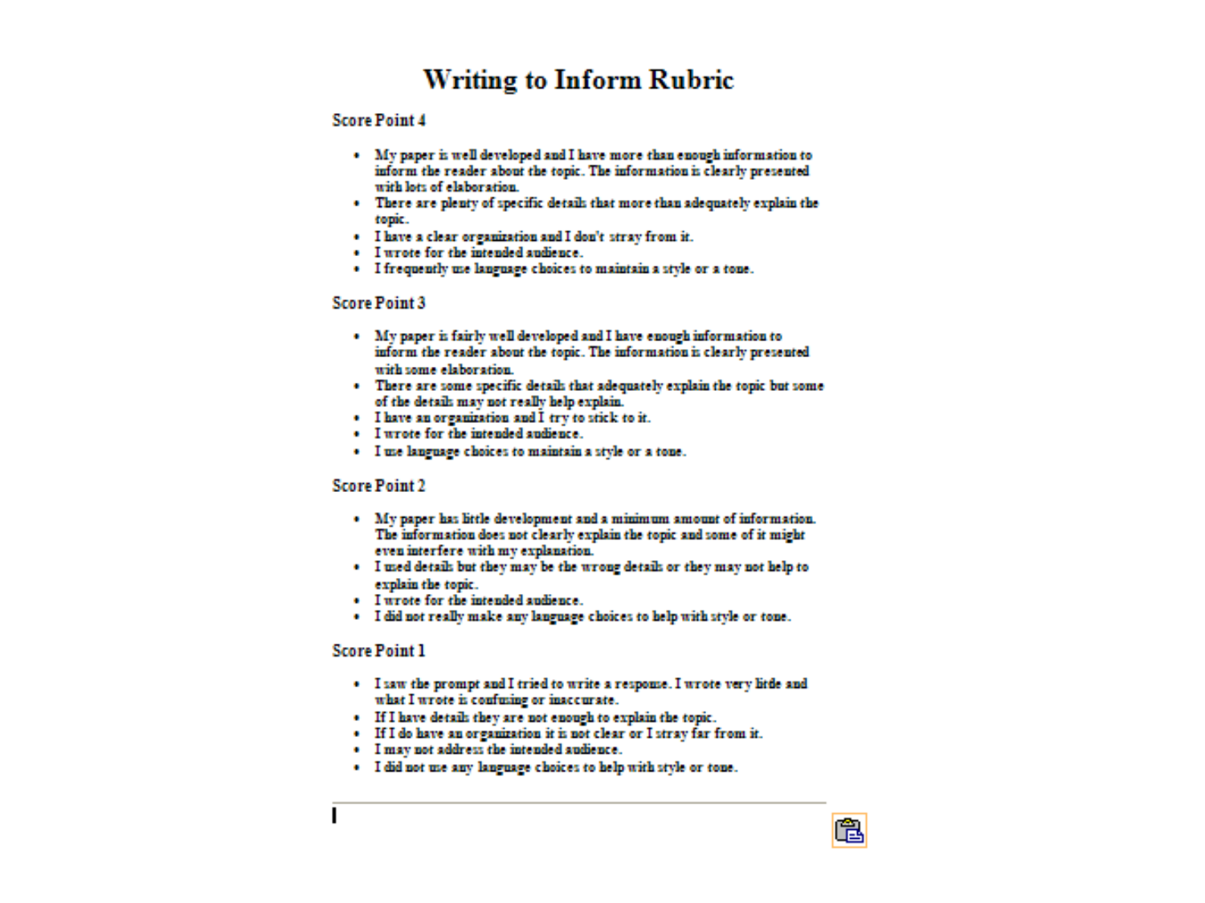# Writing to Inform Rubric

## Score Point 4

- My paper is well developed and I have more than enough information to inform the reader about the topic. The information is clearly presented with lots of elaboration.
- There are plenty of specific details that more than adequately explain the topic.
- I have a clear organization and I don't stray from it.
- I wrote for the intended audience.
- I frequently use language choices to maintain a style or a tone.

## Score Point 3

- My paper is fairly well developed and I have enough information to inform the reader about the topic. The information is clearly presented with some elaboration.
- There are some specific details that adequately explain the topic but some of the details may not really help explain.
- I have an organization and I try to stick to it.
- I wrote for the intended audience.
- I use language choices to maintain a style or a tone.

## Score Point 2

- My paper has little development and a minimum amount of information. The information does not clearly explain the topic and some of it might even interfere with my explanation.
- I used details but they may be the wrong details or they may not help to explain the topic.
- I wrote for the intended audience.
- I did not really make any language choices to help with style or tone.

## Score Point 1

- I saw the prompt and I tried to write a response. I wrote very little and what I wrote is confusing or inaccurate.
- If I have details they are not enough to explain the topic.
- If I do have an organization it is not clear or I stray far from it.
- I may not address the intended audience.
- I did not use any language choices to help with style or tone.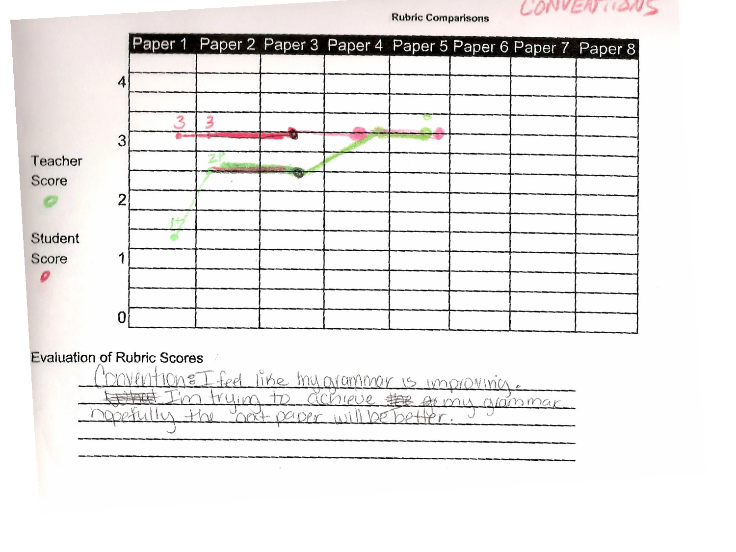CONVENTIONS

**Rubric Comparisons**

| | Paper 1 | Paper 2 | Paper 3 | Paper 4 | Paper 5 | Paper 6 | Paper 7 | Paper 8 |
|---|---|---|---|---|---|---|---|---|
| Teacher Score | 1.5 | 2.5 | 2.5 | 3 | 3 | | | |
| Student Score | 3 | 3 | 3 | 3 | 3 | | | |

**Evaluation of Rubric Scores**

Convention: I feel like my grammar is improving. ~~(crossed out)~~ I'm trying to achieve ~~(crossed out)~~ my grammar hopefully the next paper will be better.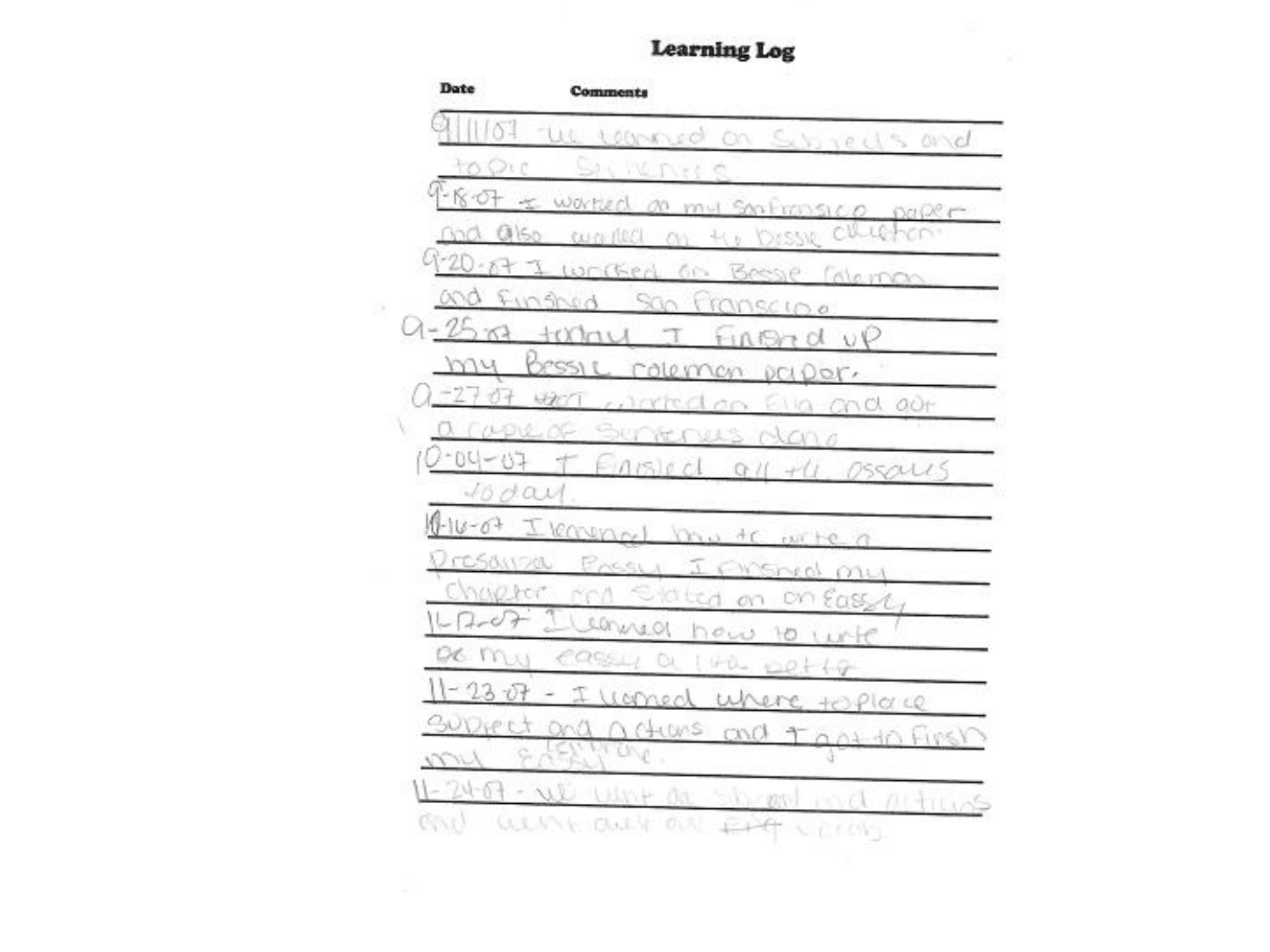# Learning Log

| Date | Comments |
| --- | --- |
| 9/11/07 | we learned on Subjects and topic Sentences |
| 9-18-07 | I worked on my San Fransico paper and also worked on the Bessie Coleman |
| 9-20-07 | I worked on Bessie Coleman and finished San Fransico |
| 9-25-07 | today I finished up my Bessie coleman paper. |
| 9-27-07 | I worked on Ella and got a couple of Sentences done |
| 10-04-07 | I finished all the essays today. |
| 10-16-07 | I learned how to write a Presauive Essay I finshed my chapter and Started on an Essay |
| 11-17-07 | I learned how to write on my essay a little better |
| 11-23-07 | I learned where to place subject and actions and I got to finsh my Essay. |
| 11-24-07 | we went on subject and actions and went over our ... verbs |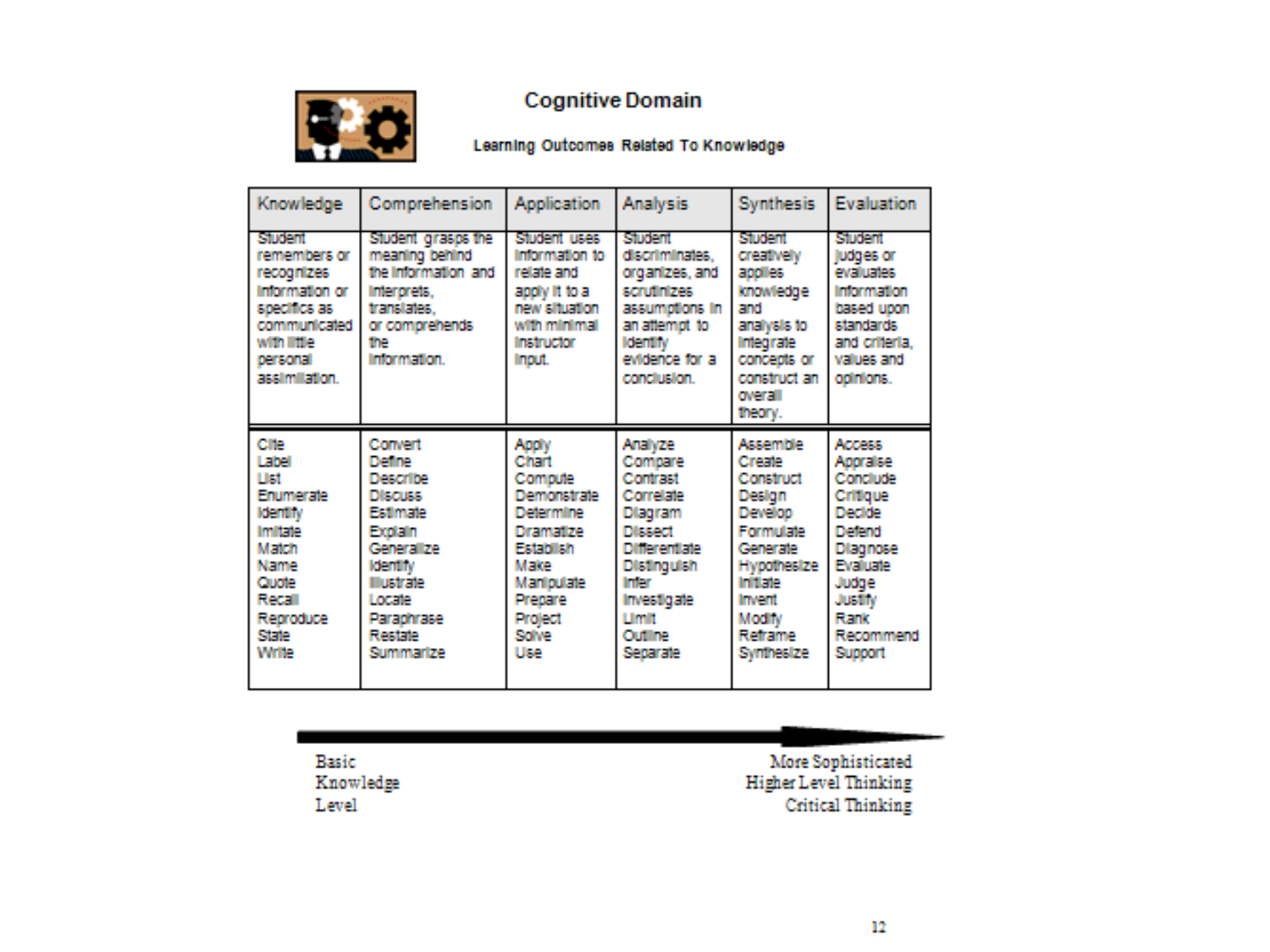# Cognitive Domain

### Learning Outcomes Related To Knowledge

| Knowledge | Comprehension | Application | Analysis | Synthesis | Evaluation |
|---|---|---|---|---|---|
| Student remembers or recognizes information or specifics as communicated with little personal assimilation. | Student grasps the meaning behind the information and interprets, translates, or comprehends the information. | Student uses information to relate and apply it to a new situation with minimal instructor input. | Student discriminates, organizes, and scrutinizes assumptions in an attempt to identify evidence for a conclusion. | Student creatively applies knowledge and analysis to integrate concepts or construct an overall theory. | Student judges or evaluates information based upon standards and criteria, values and opinions. |
| Cite<br>Label<br>List<br>Enumerate<br>Identify<br>Imitate<br>Match<br>Name<br>Quote<br>Recall<br>Reproduce<br>State<br>Write | Convert<br>Define<br>Describe<br>Discuss<br>Estimate<br>Explain<br>Generalize<br>Identify<br>Illustrate<br>Locate<br>Paraphrase<br>Restate<br>Summarize | Apply<br>Chart<br>Compute<br>Demonstrate<br>Determine<br>Dramatize<br>Establish<br>Make<br>Manipulate<br>Prepare<br>Project<br>Solve<br>Use | Analyze<br>Compare<br>Contrast<br>Correlate<br>Diagram<br>Dissect<br>Differentiate<br>Distinguish<br>Infer<br>Investigate<br>Limit<br>Outline<br>Separate | Assemble<br>Create<br>Construct<br>Design<br>Develop<br>Formulate<br>Generate<br>Hypothesize<br>Initiate<br>Invent<br>Modify<br>Reframe<br>Synthesize | Access<br>Appraise<br>Conclude<br>Critique<br>Decide<br>Defend<br>Diagnose<br>Evaluate<br>Judge<br>Justify<br>Rank<br>Recommend<br>Support |

Basic Knowledge Level → More Sophisticated Higher Level Thinking Critical Thinking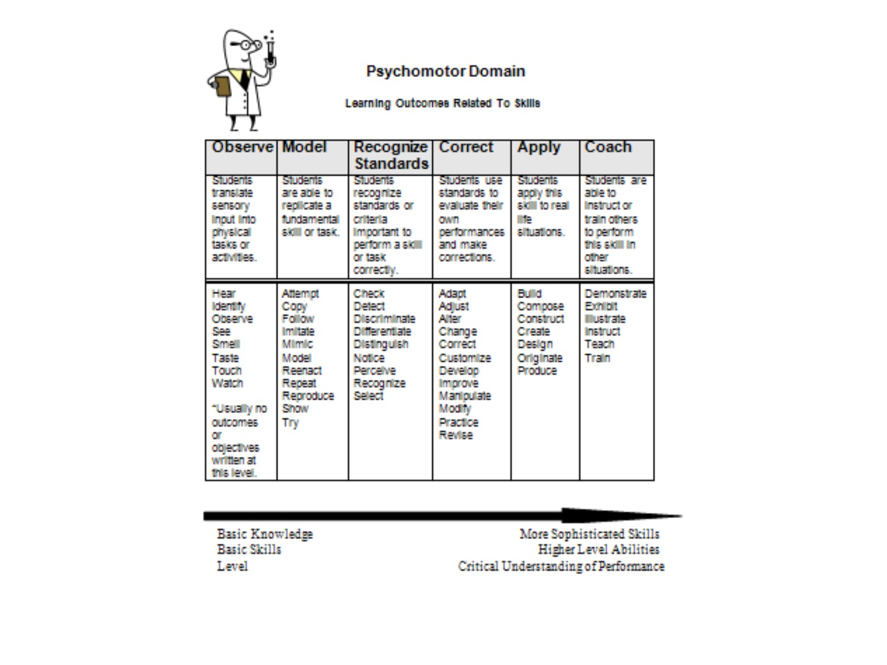# Psychomotor Domain

**Learning Outcomes Related To Skills**

| Observe | Model | Recognize Standards | Correct | Apply | Coach |
|---|---|---|---|---|---|
| Students translate sensory input into physical tasks or activities. | Students are able to replicate a fundamental skill or task. | Students recognize standards or criteria important to perform a skill or task correctly. | Students use standards to evaluate their own performances and make corrections. | Students apply this skill to real life situations. | Students are able to instruct or train others to perform this skill in other situations. |
| Hear<br>Identify<br>Observe<br>See<br>Smell<br>Taste<br>Touch<br>Watch<br><br>*Usually no outcomes or objectives written at this level. | Attempt<br>Copy<br>Follow<br>Imitate<br>Mimic<br>Model<br>Reenact<br>Repeat<br>Reproduce<br>Show<br>Try | Check<br>Detect<br>Discriminate<br>Differentiate<br>Distinguish<br>Notice<br>Perceive<br>Recognize<br>Select | Adapt<br>Adjust<br>Alter<br>Change<br>Correct<br>Customize<br>Develop<br>Improve<br>Manipulate<br>Modify<br>Practice<br>Revise | Build<br>Compose<br>Construct<br>Create<br>Design<br>Originate<br>Produce | Demonstrate<br>Exhibit<br>Illustrate<br>Instruct<br>Teach<br>Train |

Basic Knowledge
Basic Skills
Level

More Sophisticated Skills
Higher Level Abilities
Critical Understanding of Performance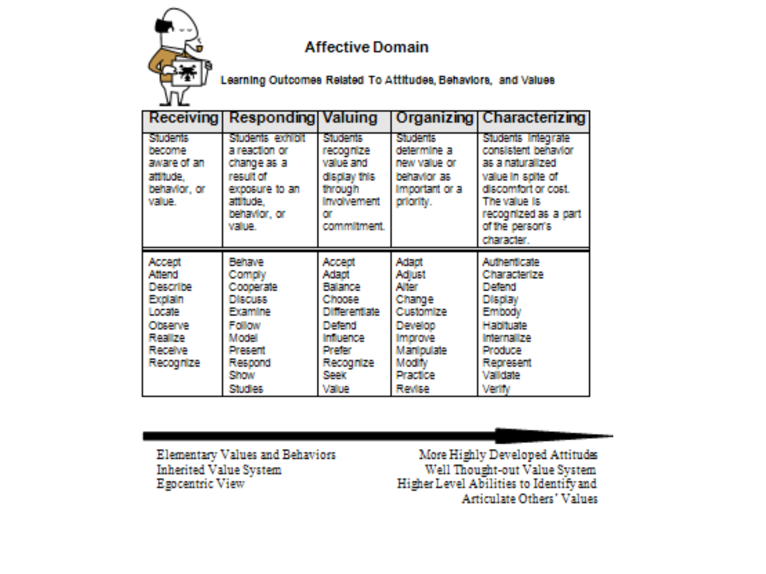# Affective Domain

**Learning Outcomes Related To Attitudes, Behaviors, and Values**

| Receiving | Responding | Valuing | Organizing | Characterizing |
|---|---|---|---|---|
| Students become aware of an attitude, behavior, or value. | Students exhibit a reaction or change as a result of exposure to an attitude, behavior, or value. | Students recognize value and display this through involvement or commitment. | Students determine a new value or behavior as important or a priority. | Students integrate consistent behavior as a naturalized value in spite of discomfort or cost. The value is recognized as a part of the person's character. |
| Accept<br>Attend<br>Describe<br>Explain<br>Locate<br>Observe<br>Realize<br>Receive<br>Recognize | Behave<br>Comply<br>Cooperate<br>Discuss<br>Examine<br>Follow<br>Model<br>Present<br>Respond<br>Show<br>Studies | Accept<br>Adapt<br>Balance<br>Choose<br>Differentiate<br>Defend<br>Influence<br>Prefer<br>Recognize<br>Seek<br>Value | Adapt<br>Adjust<br>Alter<br>Change<br>Customize<br>Develop<br>Improve<br>Manipulate<br>Modify<br>Practice<br>Revise | Authenticate<br>Characterize<br>Defend<br>Display<br>Embody<br>Habituate<br>Internalize<br>Produce<br>Represent<br>Validate<br>Verify |

Elementary Values and Behaviors
Inherited Value System
Egocentric View

→

More Highly Developed Attitudes
Well Thought-out Value System
Higher Level Abilities to Identify and Articulate Others' Values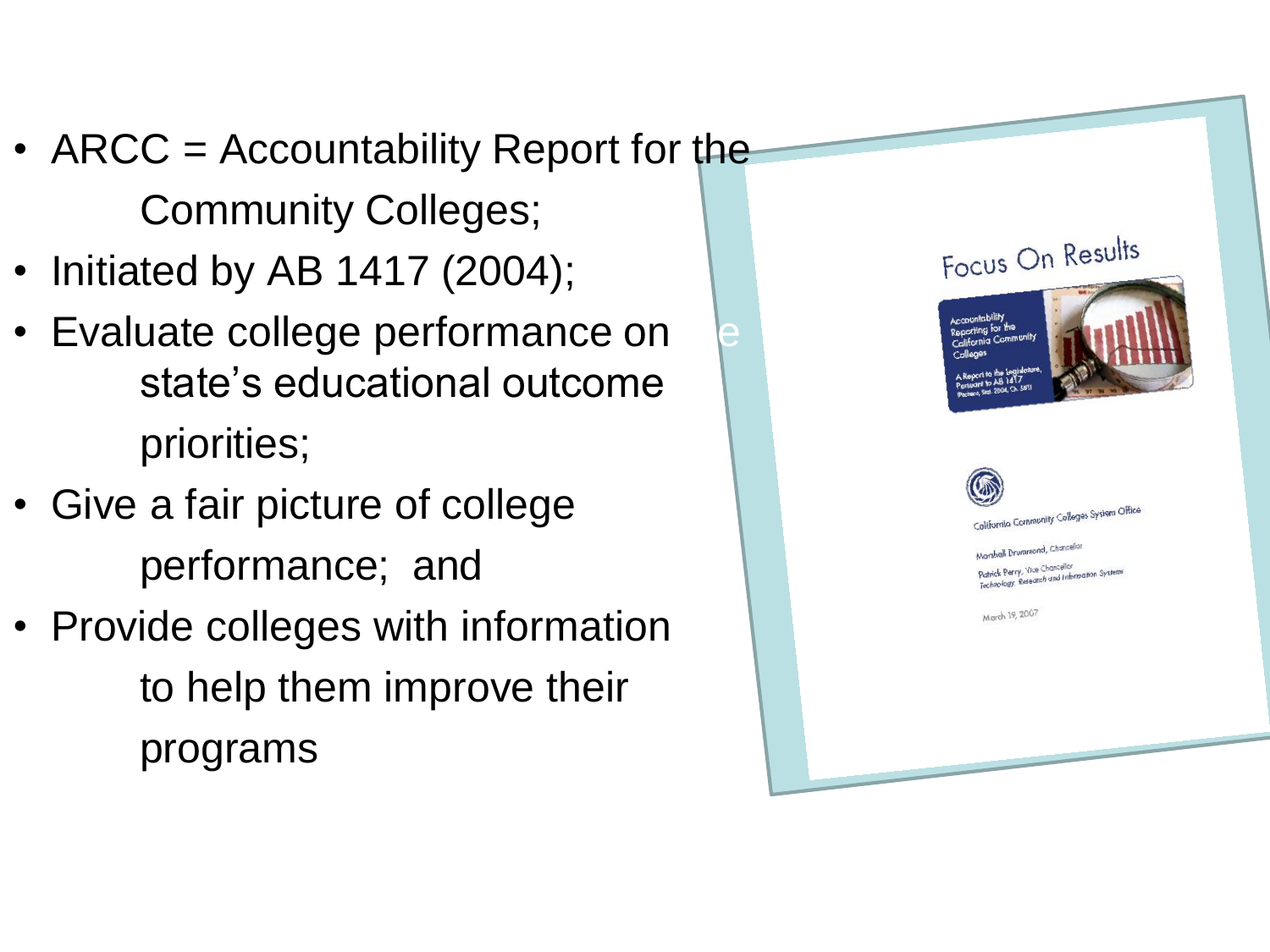- ARCC = Accountability Report for the Community Colleges;
- Initiated by AB 1417 (2004);
- Evaluate college performance on state's educational outcome priorities;
- Give a fair picture of college performance; and
- Provide colleges with information to help them improve their programs

Focus On Results

Accountability Reporting for the California Community Colleges

A Report to the Legislature, Pursuant to AB 1417 (Pacheco, Stat. 2004, Ch. 581)

California Community Colleges System Office

Marshall Drummond, Chancellor

Patrick Perry, Vice Chancellor Technology, Research and Information Systems

March 19, 2007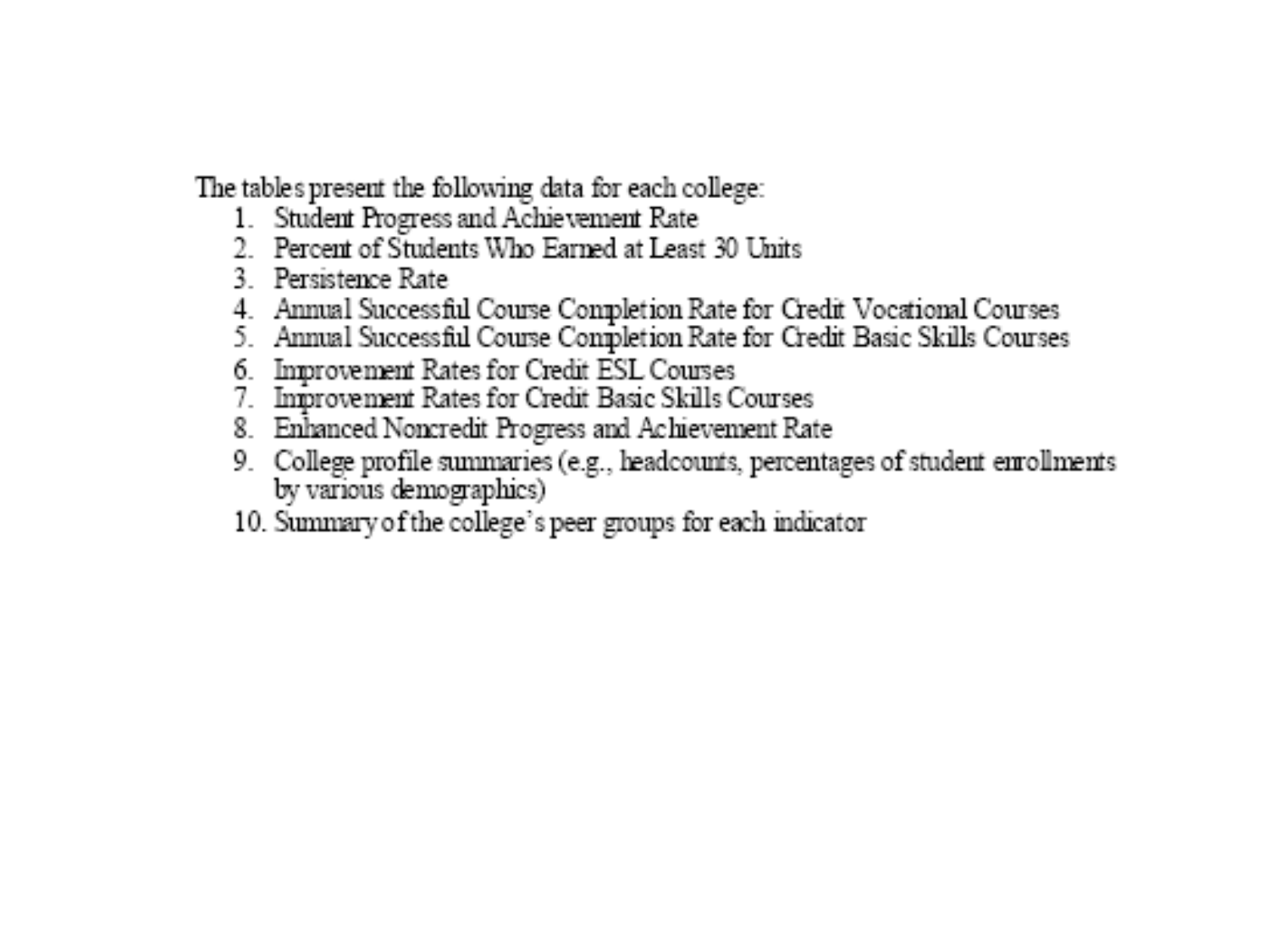The tables present the following data for each college:

1. Student Progress and Achievement Rate
2. Percent of Students Who Earned at Least 30 Units
3. Persistence Rate
4. Annual Successful Course Completion Rate for Credit Vocational Courses
5. Annual Successful Course Completion Rate for Credit Basic Skills Courses
6. Improvement Rates for Credit ESL Courses
7. Improvement Rates for Credit Basic Skills Courses
8. Enhanced Noncredit Progress and Achievement Rate
9. College profile summaries (e.g., headcounts, percentages of student enrollments by various demographics)
10. Summary of the college's peer groups for each indicator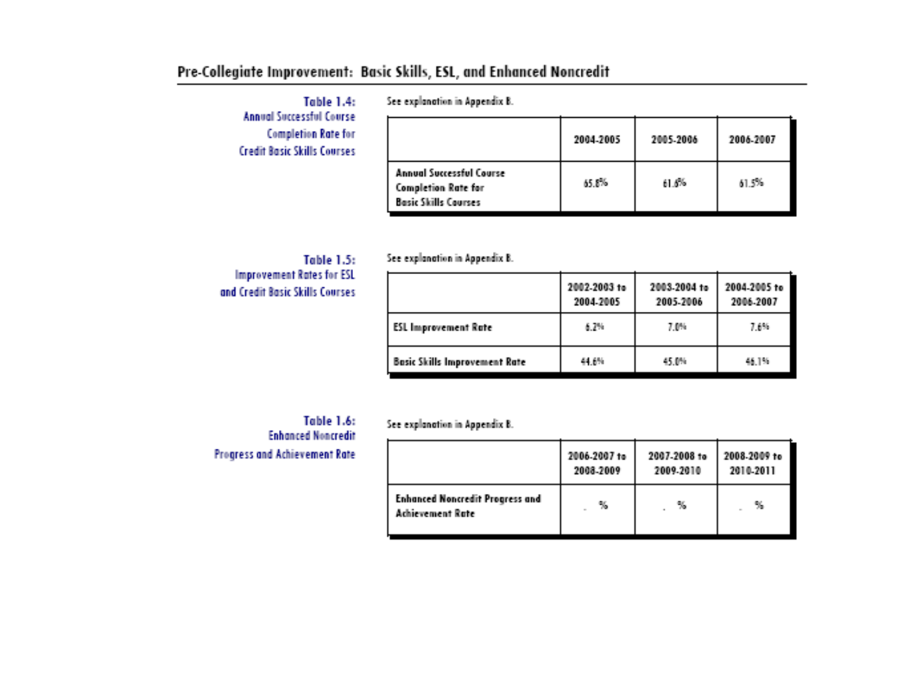## Pre-Collegiate Improvement: Basic Skills, ESL, and Enhanced Noncredit

**Table 1.4:** Annual Successful Course Completion Rate for Credit Basic Skills Courses

See explanation in Appendix B.

| | 2004-2005 | 2005-2006 | 2006-2007 |
|---|---|---|---|
| **Annual Successful Course Completion Rate for Basic Skills Courses** | 65.8% | 61.6% | 61.5% |

**Table 1.5:** Improvement Rates for ESL and Credit Basic Skills Courses

See explanation in Appendix B.

| | 2002-2003 to 2004-2005 | 2003-2004 to 2005-2006 | 2004-2005 to 2006-2007 |
|---|---|---|---|
| **ESL Improvement Rate** | 6.2% | 7.0% | 7.6% |
| **Basic Skills Improvement Rate** | 44.6% | 45.0% | 46.1% |

**Table 1.6:** Enhanced Noncredit Progress and Achievement Rate

See explanation in Appendix B.

| | 2006-2007 to 2008-2009 | 2007-2008 to 2009-2010 | 2008-2009 to 2010-2011 |
|---|---|---|---|
| **Enhanced Noncredit Progress and Achievement Rate** | . % | . % | . % |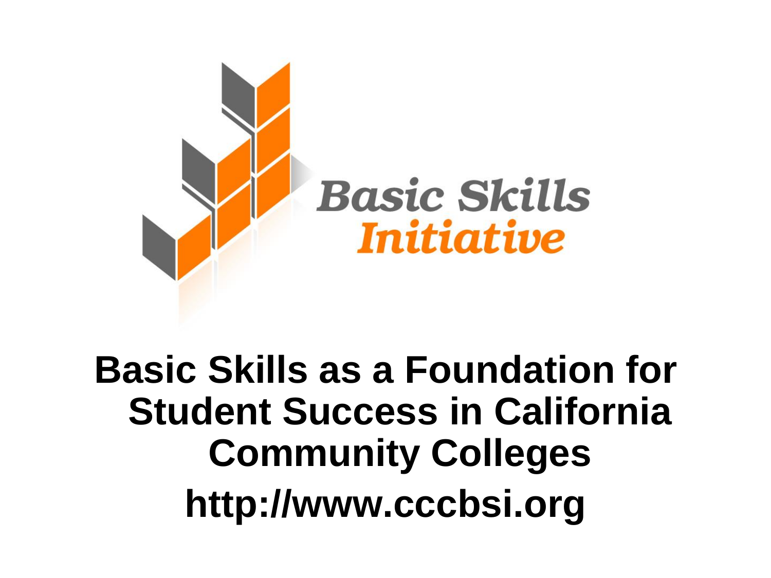Basic Skills
Initiative

**Basic Skills as a Foundation for Student Success in California Community Colleges**

**http://www.cccbsi.org**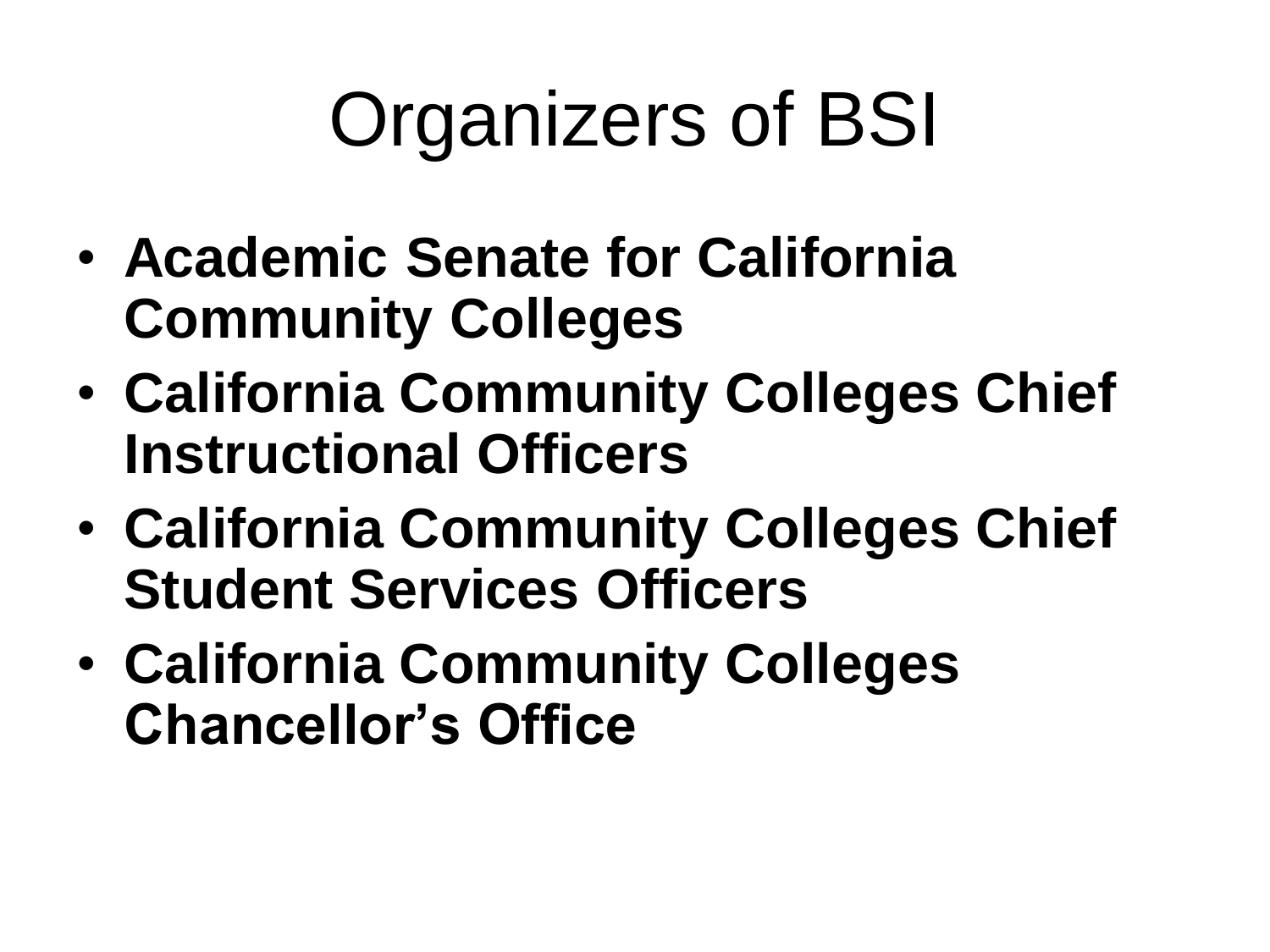# Organizers of BSI

- **Academic Senate for California Community Colleges**
- **California Community Colleges Chief Instructional Officers**
- **California Community Colleges Chief Student Services Officers**
- **California Community Colleges Chancellor's Office**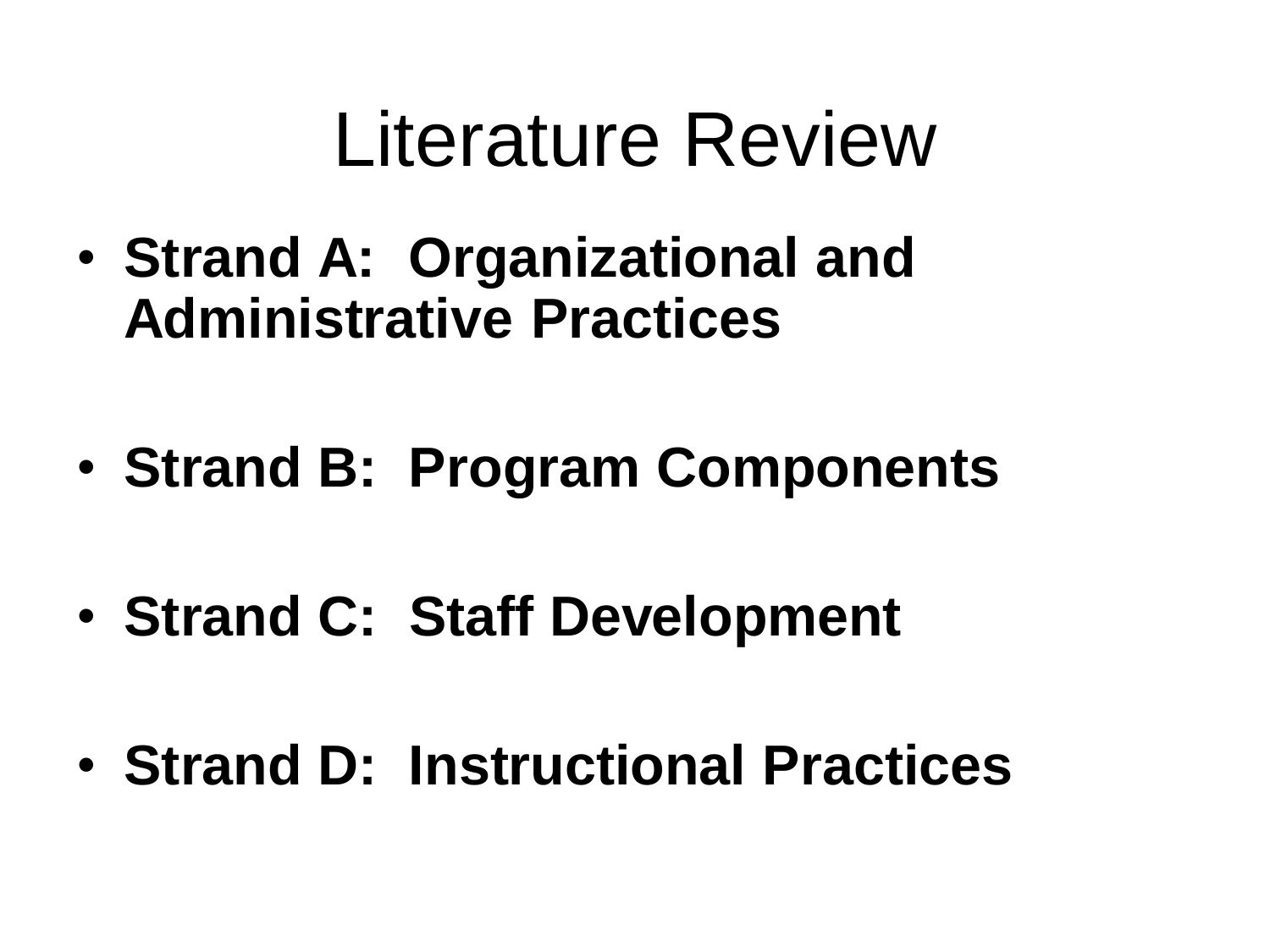# Literature Review

- **Strand A: Organizational and Administrative Practices**
- **Strand B: Program Components**
- **Strand C: Staff Development**
- **Strand D: Instructional Practices**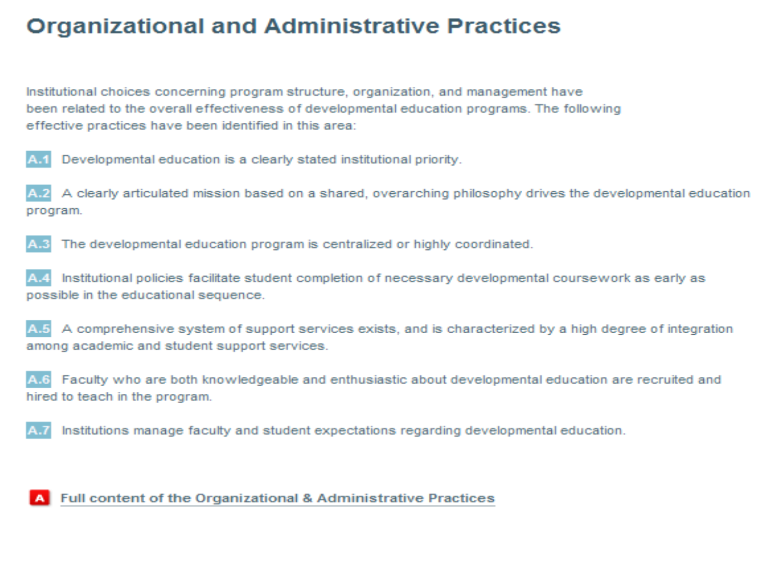# Organizational and Administrative Practices

Institutional choices concerning program structure, organization, and management have been related to the overall effectiveness of developmental education programs. The following effective practices have been identified in this area:

**A.1** Developmental education is a clearly stated institutional priority.

**A.2** A clearly articulated mission based on a shared, overarching philosophy drives the developmental education program.

**A.3** The developmental education program is centralized or highly coordinated.

**A.4** Institutional policies facilitate student completion of necessary developmental coursework as early as possible in the educational sequence.

**A.5** A comprehensive system of support services exists, and is characterized by a high degree of integration among academic and student support services.

**A.6** Faculty who are both knowledgeable and enthusiastic about developmental education are recruited and hired to teach in the program.

**A.7** Institutions manage faculty and student expectations regarding developmental education.

A Full content of the Organizational & Administrative Practices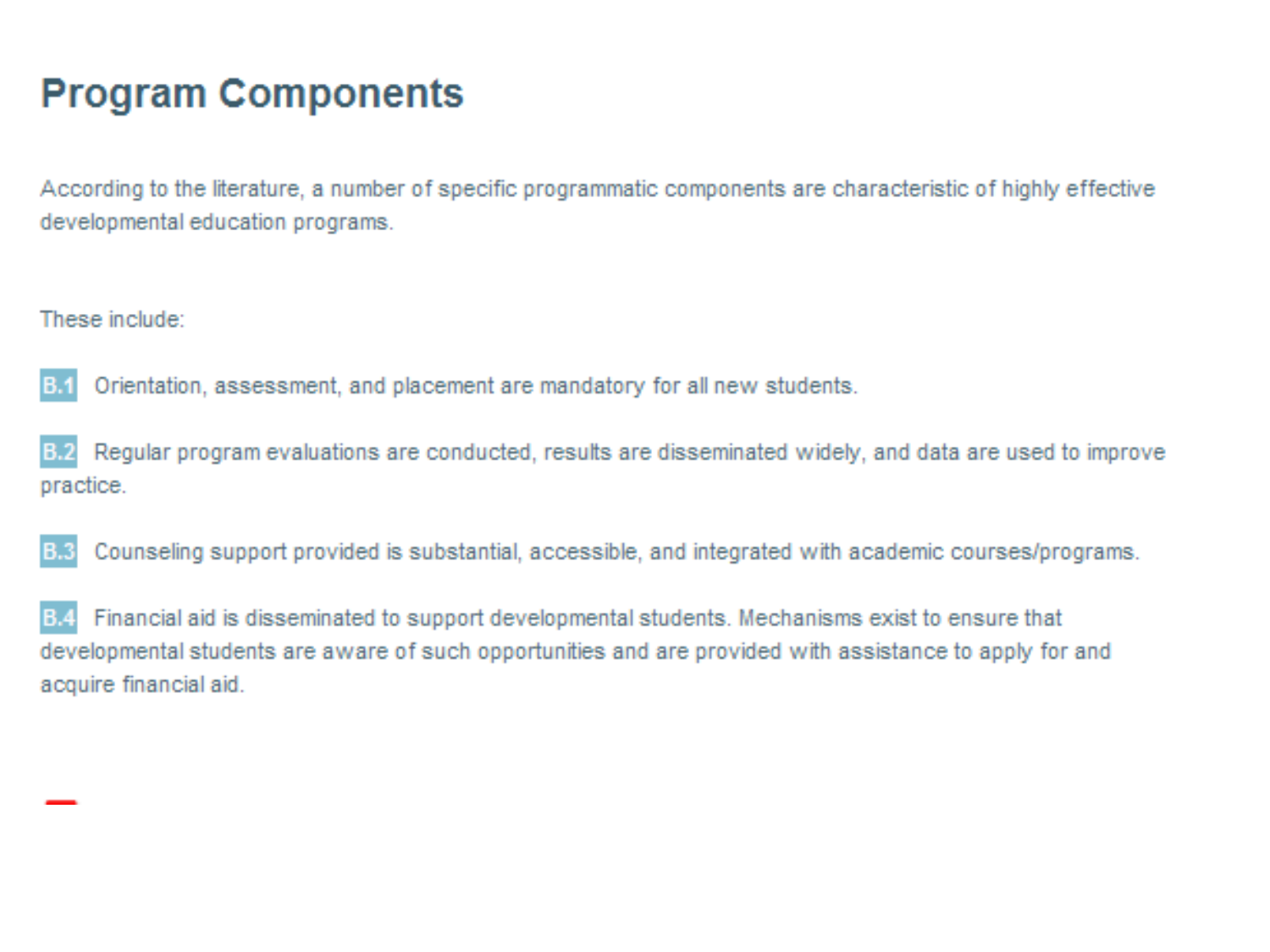# Program Components

According to the literature, a number of specific programmatic components are characteristic of highly effective developmental education programs.

These include:

**B.1** Orientation, assessment, and placement are mandatory for all new students.

**B.2** Regular program evaluations are conducted, results are disseminated widely, and data are used to improve practice.

**B.3** Counseling support provided is substantial, accessible, and integrated with academic courses/programs.

**B.4** Financial aid is disseminated to support developmental students. Mechanisms exist to ensure that developmental students are aware of such opportunities and are provided with assistance to apply for and acquire financial aid.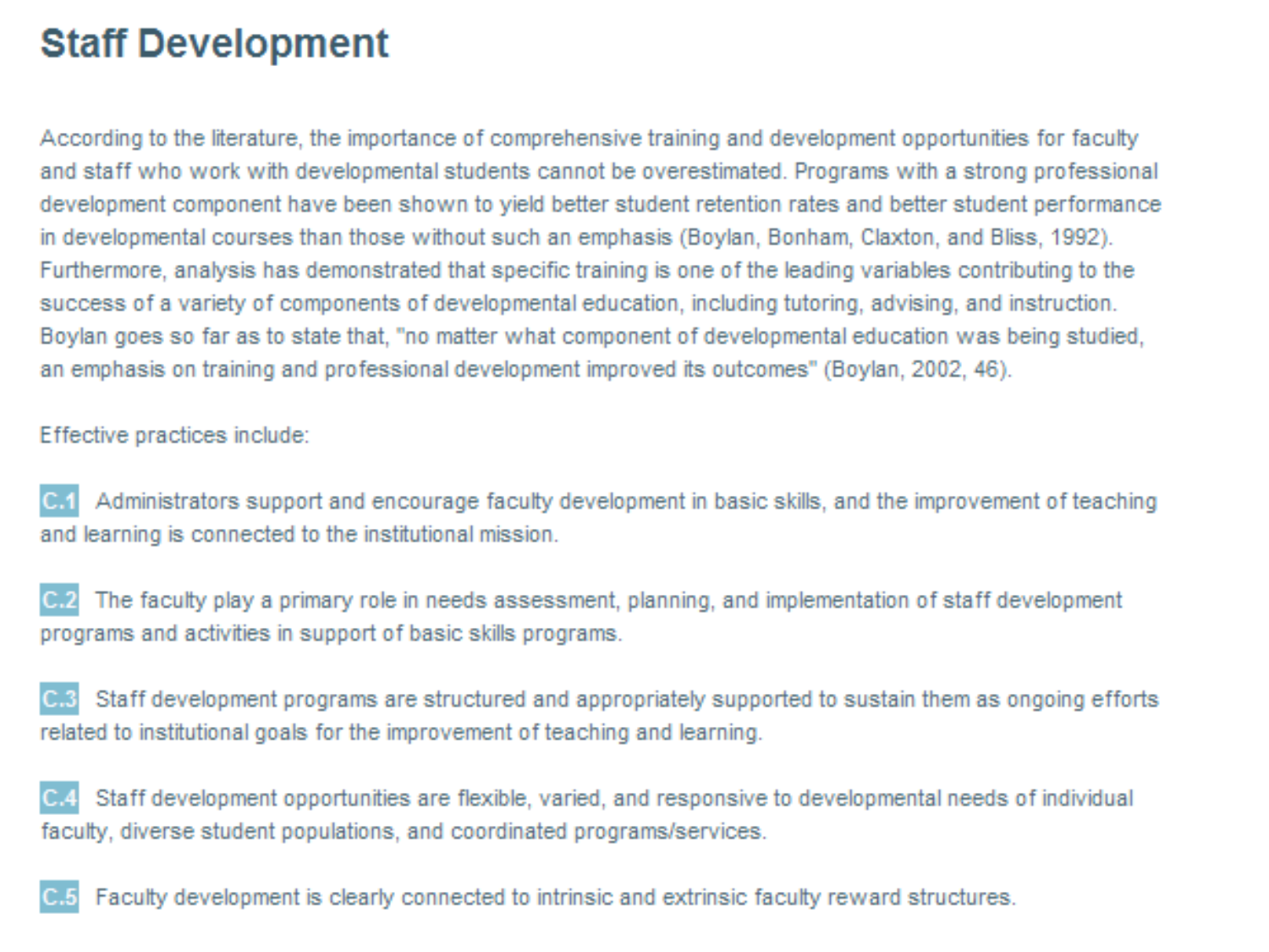## Staff Development

According to the literature, the importance of comprehensive training and development opportunities for faculty and staff who work with developmental students cannot be overestimated. Programs with a strong professional development component have been shown to yield better student retention rates and better student performance in developmental courses than those without such an emphasis (Boylan, Bonham, Claxton, and Bliss, 1992). Furthermore, analysis has demonstrated that specific training is one of the leading variables contributing to the success of a variety of components of developmental education, including tutoring, advising, and instruction. Boylan goes so far as to state that, "no matter what component of developmental education was being studied, an emphasis on training and professional development improved its outcomes" (Boylan, 2002, 46).

Effective practices include:

**C.1** Administrators support and encourage faculty development in basic skills, and the improvement of teaching and learning is connected to the institutional mission.

**C.2** The faculty play a primary role in needs assessment, planning, and implementation of staff development programs and activities in support of basic skills programs.

**C.3** Staff development programs are structured and appropriately supported to sustain them as ongoing efforts related to institutional goals for the improvement of teaching and learning.

**C.4** Staff development opportunities are flexible, varied, and responsive to developmental needs of individual faculty, diverse student populations, and coordinated programs/services.

**C.5** Faculty development is clearly connected to intrinsic and extrinsic faculty reward structures.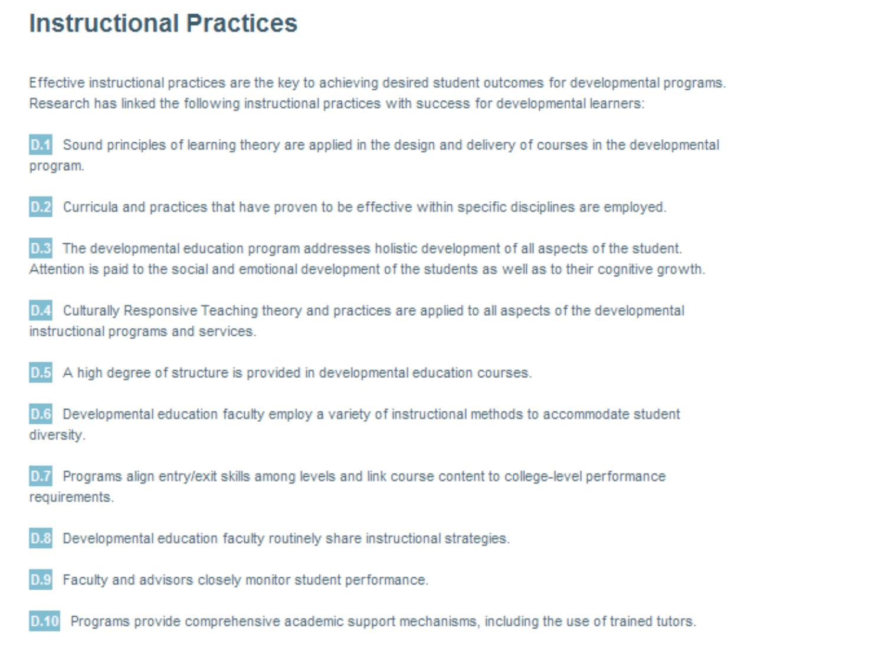# Instructional Practices

Effective instructional practices are the key to achieving desired student outcomes for developmental programs. Research has linked the following instructional practices with success for developmental learners:

**D.1** Sound principles of learning theory are applied in the design and delivery of courses in the developmental program.

**D.2** Curricula and practices that have proven to be effective within specific disciplines are employed.

**D.3** The developmental education program addresses holistic development of all aspects of the student. Attention is paid to the social and emotional development of the students as well as to their cognitive growth.

**D.4** Culturally Responsive Teaching theory and practices are applied to all aspects of the developmental instructional programs and services.

**D.5** A high degree of structure is provided in developmental education courses.

**D.6** Developmental education faculty employ a variety of instructional methods to accommodate student diversity.

**D.7** Programs align entry/exit skills among levels and link course content to college-level performance requirements.

**D.8** Developmental education faculty routinely share instructional strategies.

**D.9** Faculty and advisors closely monitor student performance.

**D.10** Programs provide comprehensive academic support mechanisms, including the use of trained tutors.